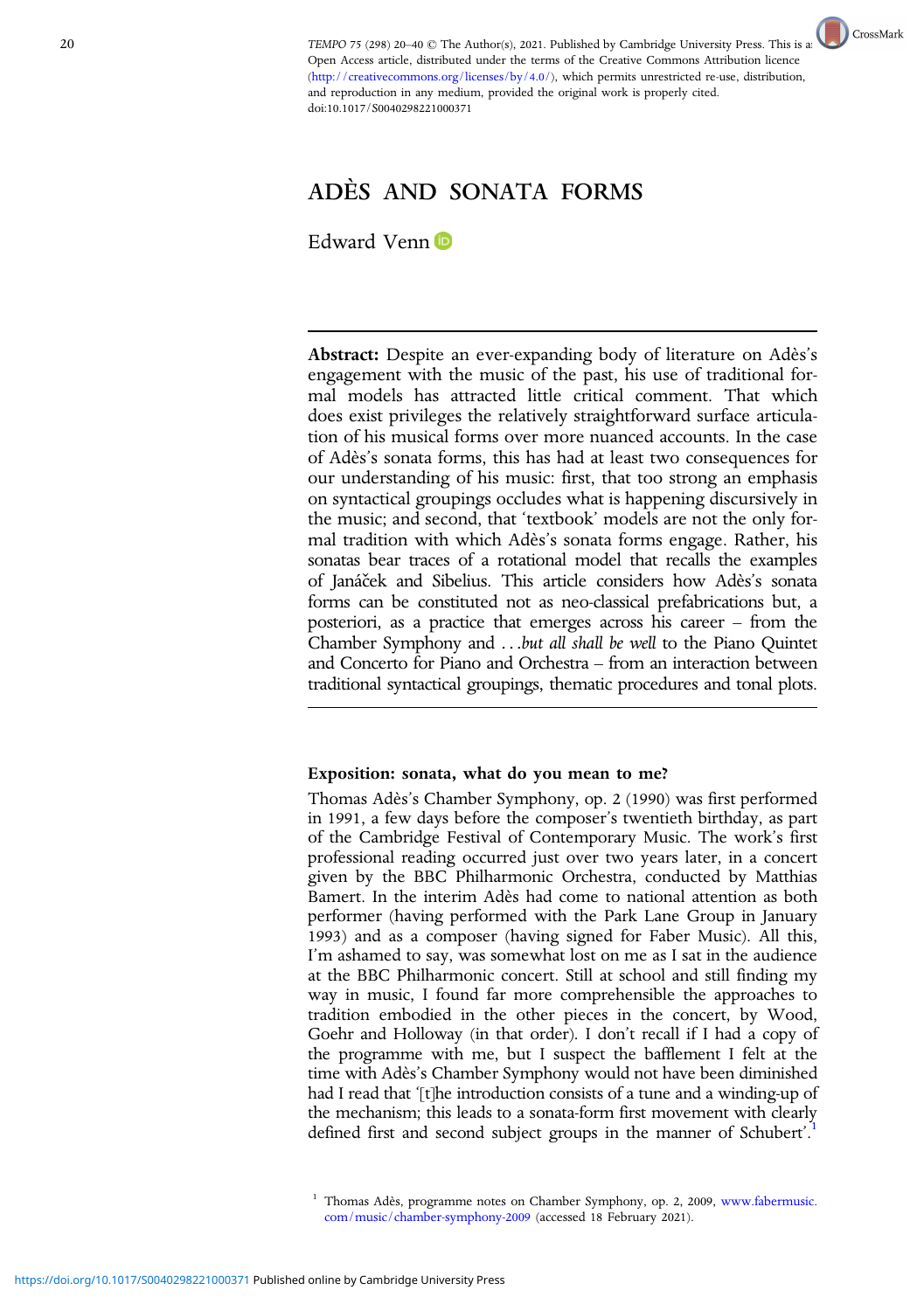TEMPO 75 (298) 20–40 © The Author(s), 2021. Published by Cambridge University Press. This is an Open Access article, distributed under the terms of the Creative Commons Attribution licence (http://creativecommons.org/licenses/by/4.0/), which permits unrestricted re-use, distribution, and reproduction in any medium, provided the original work is properly cited. doi:10.1017/S0040298221000371

# ADÈS AND SONATA FORMS

Edward Venn

**Abstract:** Despite an ever-expanding body of literature on Adès's engagement with the music of the past, his use of traditional formal models has attracted little critical comment. That which does exist privileges the relatively straightforward surface articulation of his musical forms over more nuanced accounts. In the case of Adès's sonata forms, this has had at least two consequences for our understanding of his music: first, that too strong an emphasis on syntactical groupings occludes what is happening discursively in the music; and second, that 'textbook' models are not the only formal tradition with which Adès's sonata forms engage. Rather, his sonatas bear traces of a rotational model that recalls the examples of Janáček and Sibelius. This article considers how Adès's sonata forms can be constituted not as neo-classical prefabrications but, a posteriori, as a practice that emerges across his career – from the Chamber Symphony and *. . .but all shall be well* to the Piano Quintet and Concerto for Piano and Orchestra – from an interaction between traditional syntactical groupings, thematic procedures and tonal plots.

## Exposition: sonata, what do you mean to me?

Thomas Adès's Chamber Symphony, op. 2 (1990) was first performed in 1991, a few days before the composer's twentieth birthday, as part of the Cambridge Festival of Contemporary Music. The work's first professional reading occurred just over two years later, in a concert given by the BBC Philharmonic Orchestra, conducted by Matthias Bamert. In the interim Adès had come to national attention as both performer (having performed with the Park Lane Group in January 1993) and as a composer (having signed for Faber Music). All this, I'm ashamed to say, was somewhat lost on me as I sat in the audience at the BBC Philharmonic concert. Still at school and still finding my way in music, I found far more comprehensible the approaches to tradition embodied in the other pieces in the concert, by Wood, Goehr and Holloway (in that order). I don't recall if I had a copy of the programme with me, but I suspect the bafflement I felt at the time with Adès's Chamber Symphony would not have been diminished had I read that '[t]he introduction consists of a tune and a winding-up of the mechanism; this leads to a sonata-form first movement with clearly defined first and second subject groups in the manner of Schubert'.[1]

[1] Thomas Adès, programme notes on Chamber Symphony, op. 2, 2009, www.fabermusic.com/music/chamber-symphony-2009 (accessed 18 February 2021).

https://doi.org/10.1017/S0040298221000371 Published online by Cambridge University Press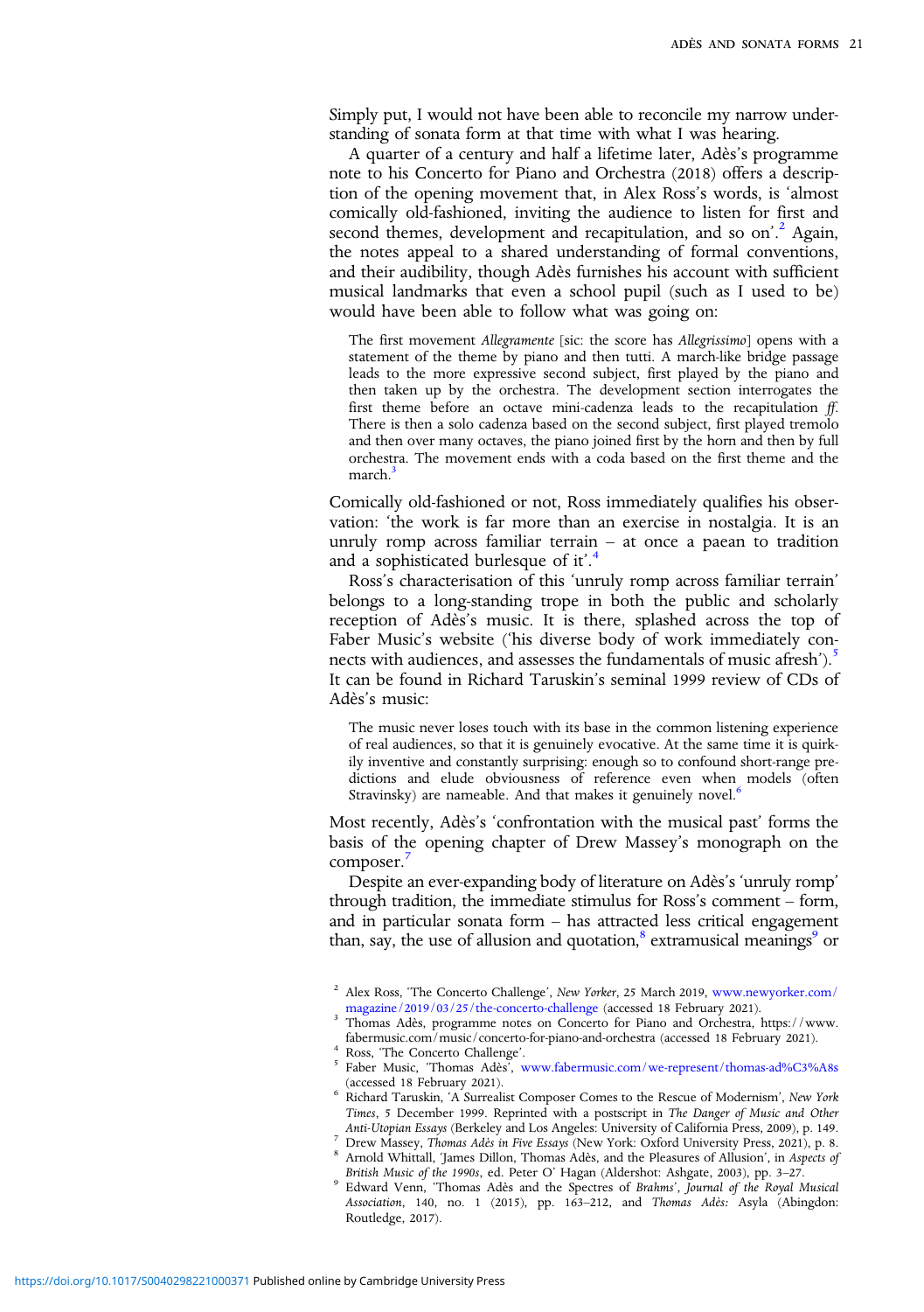Simply put, I would not have been able to reconcile my narrow understanding of sonata form at that time with what I was hearing.

A quarter of a century and half a lifetime later, Adès's programme note to his Concerto for Piano and Orchestra (2018) offers a description of the opening movement that, in Alex Ross's words, is 'almost comically old-fashioned, inviting the audience to listen for first and second themes, development and recapitulation, and so on'.[2] Again, the notes appeal to a shared understanding of formal conventions, and their audibility, though Adès furnishes his account with sufficient musical landmarks that even a school pupil (such as I used to be) would have been able to follow what was going on:

> The first movement *Allegramente* [sic: the score has *Allegrissimo*] opens with a statement of the theme by piano and then tutti. A march-like bridge passage leads to the more expressive second subject, first played by the piano and then taken up by the orchestra. The development section interrogates the first theme before an octave mini-cadenza leads to the recapitulation *ff*. There is then a solo cadenza based on the second subject, first played tremolo and then over many octaves, the piano joined first by the horn and then by full orchestra. The movement ends with a coda based on the first theme and the march.[3]

Comically old-fashioned or not, Ross immediately qualifies his observation: 'the work is far more than an exercise in nostalgia. It is an unruly romp across familiar terrain – at once a paean to tradition and a sophisticated burlesque of it'.[4]

Ross's characterisation of this 'unruly romp across familiar terrain' belongs to a long-standing trope in both the public and scholarly reception of Adès's music. It is there, splashed across the top of Faber Music's website ('his diverse body of work immediately connects with audiences, and assesses the fundamentals of music afresh').[5] It can be found in Richard Taruskin's seminal 1999 review of CDs of Adès's music:

> The music never loses touch with its base in the common listening experience of real audiences, so that it is genuinely evocative. At the same time it is quirkily inventive and constantly surprising: enough so to confound short-range predictions and elude obviousness of reference even when models (often Stravinsky) are nameable. And that makes it genuinely novel.[6]

Most recently, Adès's 'confrontation with the musical past' forms the basis of the opening chapter of Drew Massey's monograph on the composer.[7]

Despite an ever-expanding body of literature on Adès's 'unruly romp' through tradition, the immediate stimulus for Ross's comment – form, and in particular sonata form – has attracted less critical engagement than, say, the use of allusion and quotation,[8] extramusical meanings[9] or

---

[2] Alex Ross, 'The Concerto Challenge', *New Yorker*, 25 March 2019, www.newyorker.com/magazine/2019/03/25/the-concerto-challenge (accessed 18 February 2021).

[3] Thomas Adès, programme notes on Concerto for Piano and Orchestra, https://www.fabermusic.com/music/concerto-for-piano-and-orchestra (accessed 18 February 2021).

[4] Ross, 'The Concerto Challenge'.

[5] Faber Music, 'Thomas Adès', www.fabermusic.com/we-represent/thomas-ad%C3%A8s (accessed 18 February 2021).

[6] Richard Taruskin, 'A Surrealist Composer Comes to the Rescue of Modernism', *New York Times*, 5 December 1999. Reprinted with a postscript in *The Danger of Music and Other Anti-Utopian Essays* (Berkeley and Los Angeles: University of California Press, 2009), p. 149.

[7] Drew Massey, *Thomas Adès in Five Essays* (New York: Oxford University Press, 2021), p. 8.

[8] Arnold Whittall, 'James Dillon, Thomas Adès, and the Pleasures of Allusion', in *Aspects of British Music of the 1990s*, ed. Peter O' Hagan (Aldershot: Ashgate, 2003), pp. 3–27.

[9] Edward Venn, 'Thomas Adès and the Spectres of *Brahms*', *Journal of the Royal Musical Association*, 140, no. 1 (2015), pp. 163–212, and *Thomas Adès: Asyla* (Abingdon: Routledge, 2017).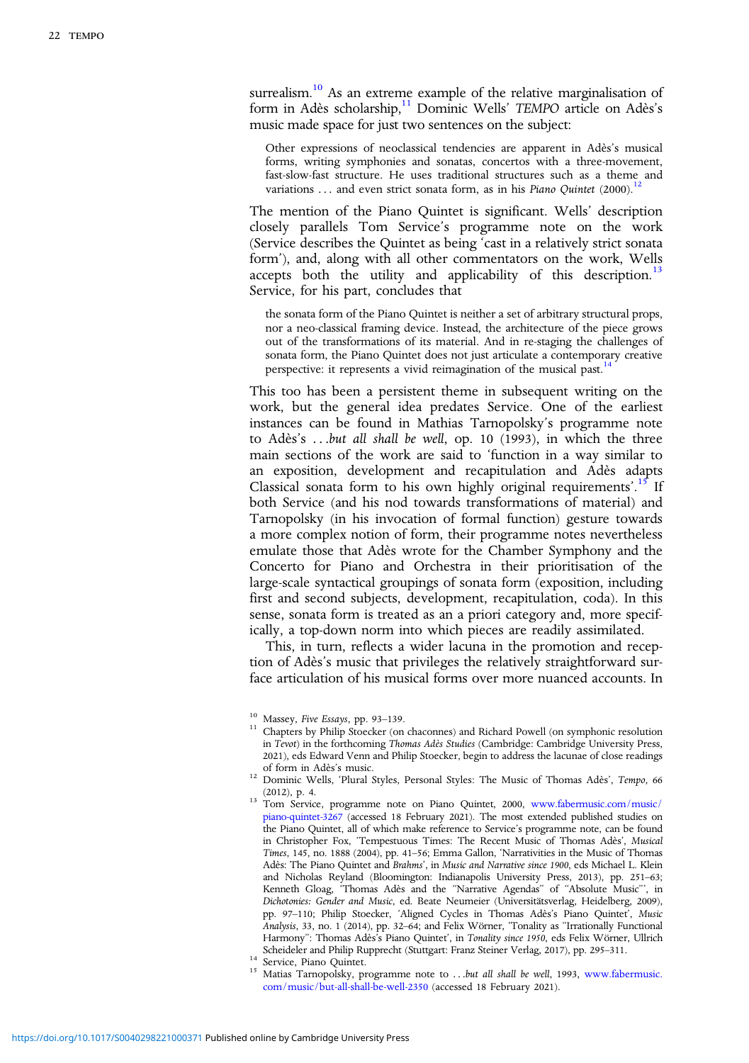surrealism.[10] As an extreme example of the relative marginalisation of form in Adès scholarship,[11] Dominic Wells' *TEMPO* article on Adès's music made space for just two sentences on the subject:

> Other expressions of neoclassical tendencies are apparent in Adès's musical forms, writing symphonies and sonatas, concertos with a three-movement, fast-slow-fast structure. He uses traditional structures such as a theme and variations … and even strict sonata form, as in his *Piano Quintet* (2000).[12]

The mention of the Piano Quintet is significant. Wells' description closely parallels Tom Service's programme note on the work (Service describes the Quintet as being 'cast in a relatively strict sonata form'), and, along with all other commentators on the work, Wells accepts both the utility and applicability of this description.[13] Service, for his part, concludes that

> the sonata form of the Piano Quintet is neither a set of arbitrary structural props, nor a neo-classical framing device. Instead, the architecture of the piece grows out of the transformations of its material. And in re-staging the challenges of sonata form, the Piano Quintet does not just articulate a contemporary creative perspective: it represents a vivid reimagination of the musical past.[14]

This too has been a persistent theme in subsequent writing on the work, but the general idea predates Service. One of the earliest instances can be found in Mathias Tarnopolsky's programme note to Adès's *…but all shall be well*, op. 10 (1993), in which the three main sections of the work are said to 'function in a way similar to an exposition, development and recapitulation and Adès adapts Classical sonata form to his own highly original requirements'.[15] If both Service (and his nod towards transformations of material) and Tarnopolsky (in his invocation of formal function) gesture towards a more complex notion of form, their programme notes nevertheless emulate those that Adès wrote for the Chamber Symphony and the Concerto for Piano and Orchestra in their prioritisation of the large-scale syntactical groupings of sonata form (exposition, including first and second subjects, development, recapitulation, coda). In this sense, sonata form is treated as an a priori category and, more specifically, a top-down norm into which pieces are readily assimilated.

This, in turn, reflects a wider lacuna in the promotion and reception of Adès's music that privileges the relatively straightforward surface articulation of his musical forms over more nuanced accounts. In

---

[10] Massey, *Five Essays*, pp. 93–139.

[11] Chapters by Philip Stoecker (on chaconnes) and Richard Powell (on symphonic resolution in *Tevot*) in the forthcoming *Thomas Adès Studies* (Cambridge: Cambridge University Press, 2021), eds Edward Venn and Philip Stoecker, begin to address the lacunae of close readings of form in Adès's music.

[12] Dominic Wells, 'Plural Styles, Personal Styles: The Music of Thomas Adès', *Tempo*, 66 (2012), p. 4.

[13] Tom Service, programme note on Piano Quintet, 2000, www.fabermusic.com/music/piano-quintet-3267 (accessed 18 February 2021). The most extended published studies on the Piano Quintet, all of which make reference to Service's programme note, can be found in Christopher Fox, 'Tempestuous Times: The Recent Music of Thomas Adès', *Musical Times*, 145, no. 1888 (2004), pp. 41–56; Emma Gallon, 'Narrativities in the Music of Thomas Adès: The Piano Quintet and *Brahms*', in *Music and Narrative since 1900*, eds Michael L. Klein and Nicholas Reyland (Bloomington: Indianapolis University Press, 2013), pp. 251–63; Kenneth Gloag, 'Thomas Adès and the "Narrative Agendas" of "Absolute Music"', in *Dichotonies: Gender and Music*, ed. Beate Neumeier (Universitätsverlag, Heidelberg, 2009), pp. 97–110; Philip Stoecker, 'Aligned Cycles in Thomas Adès's Piano Quintet', *Music Analysis*, 33, no. 1 (2014), pp. 32–64; and Felix Wörner, 'Tonality as "Irrationally Functional Harmony": Thomas Adès's Piano Quintet', in *Tonality since 1950*, eds Felix Wörner, Ullrich Scheideler and Philip Rupprecht (Stuttgart: Franz Steiner Verlag, 2017), pp. 295–311.

[14] Service, Piano Quintet.

[15] Matias Tarnopolsky, programme note to *…but all shall be well*, 1993, www.fabermusic.com/music/but-all-shall-be-well-2350 (accessed 18 February 2021).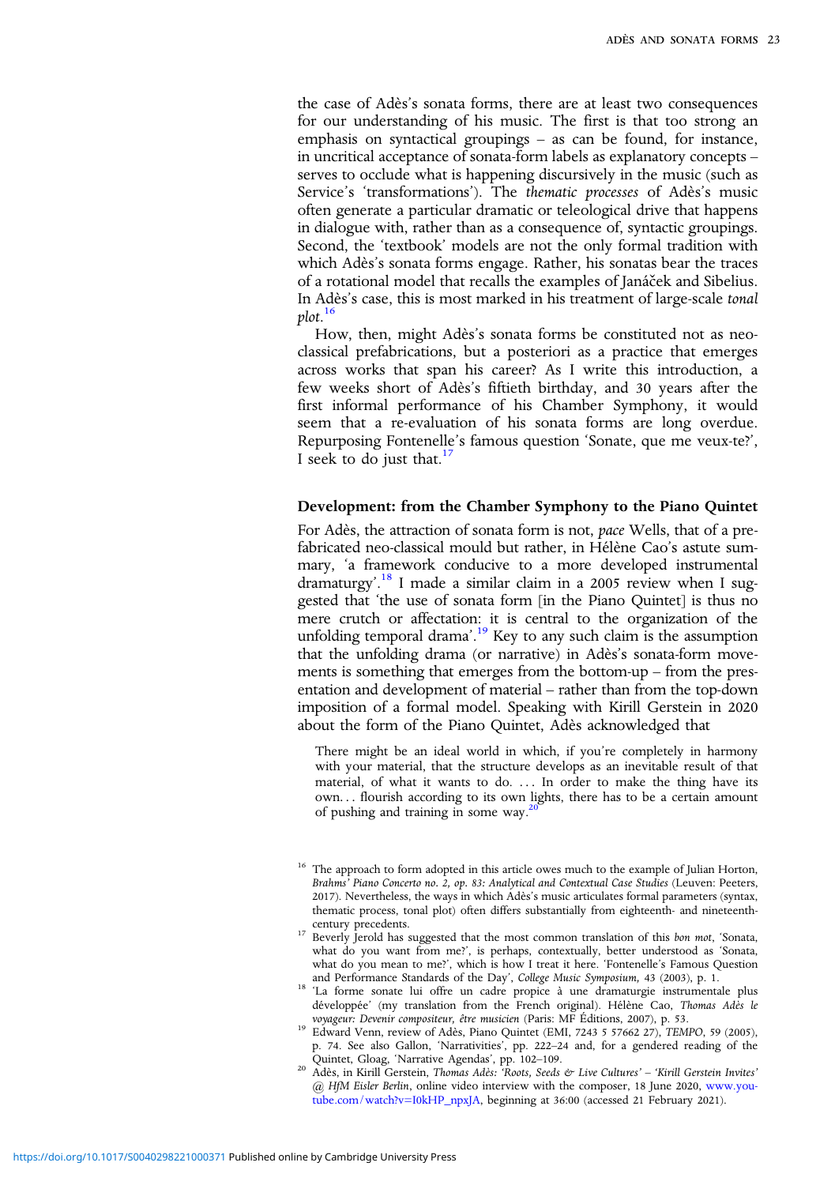the case of Adès's sonata forms, there are at least two consequences for our understanding of his music. The first is that too strong an emphasis on syntactical groupings – as can be found, for instance, in uncritical acceptance of sonata-form labels as explanatory concepts – serves to occlude what is happening discursively in the music (such as Service's 'transformations'). The *thematic processes* of Adès's music often generate a particular dramatic or teleological drive that happens in dialogue with, rather than as a consequence of, syntactic groupings. Second, the 'textbook' models are not the only formal tradition with which Adès's sonata forms engage. Rather, his sonatas bear the traces of a rotational model that recalls the examples of Janáček and Sibelius. In Adès's case, this is most marked in his treatment of large-scale *tonal plot*.[16]

How, then, might Adès's sonata forms be constituted not as neo-classical prefabrications, but a posteriori as a practice that emerges across works that span his career? As I write this introduction, a few weeks short of Adès's fiftieth birthday, and 30 years after the first informal performance of his Chamber Symphony, it would seem that a re-evaluation of his sonata forms are long overdue. Repurposing Fontenelle's famous question 'Sonate, que me veux-te?', I seek to do just that.[17]

## Development: from the Chamber Symphony to the Piano Quintet

For Adès, the attraction of sonata form is not, *pace* Wells, that of a pre-fabricated neo-classical mould but rather, in Hélène Cao's astute summary, 'a framework conducive to a more developed instrumental dramaturgy'.[18] I made a similar claim in a 2005 review when I suggested that 'the use of sonata form [in the Piano Quintet] is thus no mere crutch or affectation: it is central to the organization of the unfolding temporal drama'.[19] Key to any such claim is the assumption that the unfolding drama (or narrative) in Adès's sonata-form movements is something that emerges from the bottom-up – from the presentation and development of material – rather than from the top-down imposition of a formal model. Speaking with Kirill Gerstein in 2020 about the form of the Piano Quintet, Adès acknowledged that

> There might be an ideal world in which, if you're completely in harmony with your material, that the structure develops as an inevitable result of that material, of what it wants to do. … In order to make the thing have its own… flourish according to its own lights, there has to be a certain amount of pushing and training in some way.[20]

---

[16] The approach to form adopted in this article owes much to the example of Julian Horton, *Brahms' Piano Concerto no. 2, op. 83: Analytical and Contextual Case Studies* (Leuven: Peeters, 2017). Nevertheless, the ways in which Adès's music articulates formal parameters (syntax, thematic process, tonal plot) often differs substantially from eighteenth- and nineteenth-century precedents.

[17] Beverly Jerold has suggested that the most common translation of this *bon mot*, 'Sonata, what do you want from me?', is perhaps, contextually, better understood as 'Sonata, what do you mean to me?', which is how I treat it here. 'Fontenelle's Famous Question and Performance Standards of the Day', *College Music Symposium*, 43 (2003), p. 1.

[18] 'La forme sonate lui offre un cadre propice à une dramaturgie instrumentale plus développée' (my translation from the French original). Hélène Cao, *Thomas Adès le voyageur: Devenir compositeur, être musicien* (Paris: MF Éditions, 2007), p. 53.

[19] Edward Venn, review of Adès, Piano Quintet (EMI, 7243 5 57662 27), *TEMPO*, 59 (2005), p. 74. See also Gallon, 'Narrativities', pp. 222–24 and, for a gendered reading of the Quintet, Gloag, 'Narrative Agendas', pp. 102–109.

[20] Adès, in Kirill Gerstein, *Thomas Adès: 'Roots, Seeds & Live Cultures' – 'Kirill Gerstein Invites' @ HfM Eisler Berlin*, online video interview with the composer, 18 June 2020, www.youtube.com/watch?v=I0kHP_npxJA, beginning at 36:00 (accessed 21 February 2021).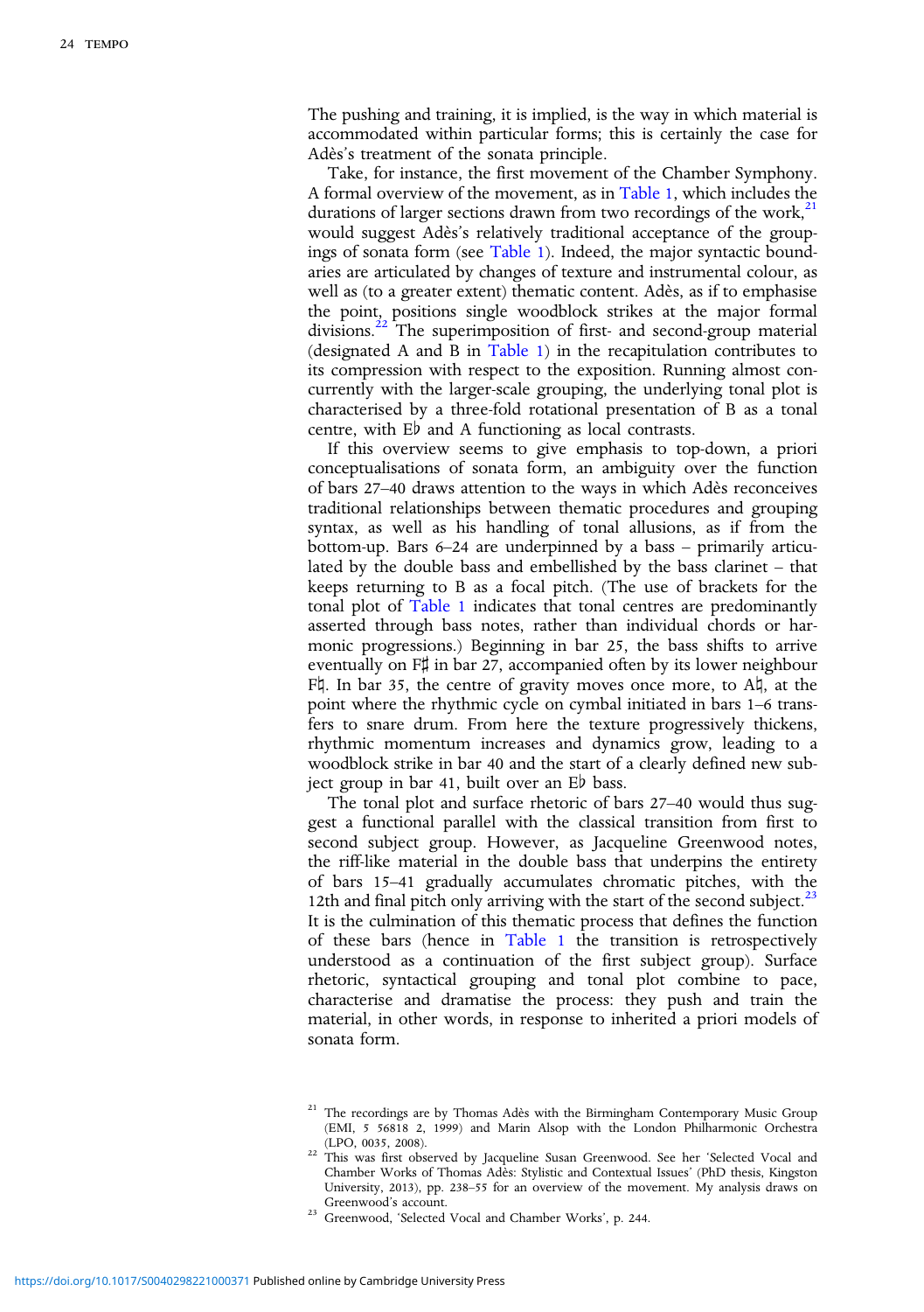The pushing and training, it is implied, is the way in which material is accommodated within particular forms; this is certainly the case for Adès's treatment of the sonata principle.

Take, for instance, the first movement of the Chamber Symphony. A formal overview of the movement, as in Table 1, which includes the durations of larger sections drawn from two recordings of the work,[21] would suggest Adès's relatively traditional acceptance of the groupings of sonata form (see Table 1). Indeed, the major syntactic boundaries are articulated by changes of texture and instrumental colour, as well as (to a greater extent) thematic content. Adès, as if to emphasise the point, positions single woodblock strikes at the major formal divisions.[22] The superimposition of first- and second-group material (designated A and B in Table 1) in the recapitulation contributes to its compression with respect to the exposition. Running almost concurrently with the larger-scale grouping, the underlying tonal plot is characterised by a three-fold rotational presentation of B as a tonal centre, with E♭ and A functioning as local contrasts.

If this overview seems to give emphasis to top-down, a priori conceptualisations of sonata form, an ambiguity over the function of bars 27–40 draws attention to the ways in which Adès reconceives traditional relationships between thematic procedures and grouping syntax, as well as his handling of tonal allusions, as if from the bottom-up. Bars 6–24 are underpinned by a bass – primarily articulated by the double bass and embellished by the bass clarinet – that keeps returning to B as a focal pitch. (The use of brackets for the tonal plot of Table 1 indicates that tonal centres are predominantly asserted through bass notes, rather than individual chords or harmonic progressions.) Beginning in bar 25, the bass shifts to arrive eventually on F♯ in bar 27, accompanied often by its lower neighbour F♮. In bar 35, the centre of gravity moves once more, to A♮, at the point where the rhythmic cycle on cymbal initiated in bars 1–6 transfers to snare drum. From here the texture progressively thickens, rhythmic momentum increases and dynamics grow, leading to a woodblock strike in bar 40 and the start of a clearly defined new subject group in bar 41, built over an E♭ bass.

The tonal plot and surface rhetoric of bars 27–40 would thus suggest a functional parallel with the classical transition from first to second subject group. However, as Jacqueline Greenwood notes, the riff-like material in the double bass that underpins the entirety of bars 15–41 gradually accumulates chromatic pitches, with the 12th and final pitch only arriving with the start of the second subject.[23] It is the culmination of this thematic process that defines the function of these bars (hence in Table 1 the transition is retrospectively understood as a continuation of the first subject group). Surface rhetoric, syntactical grouping and tonal plot combine to pace, characterise and dramatise the process: they push and train the material, in other words, in response to inherited a priori models of sonata form.

---

[21] The recordings are by Thomas Adès with the Birmingham Contemporary Music Group (EMI, 5 56818 2, 1999) and Marin Alsop with the London Philharmonic Orchestra (LPO, 0035, 2008).

[22] This was first observed by Jacqueline Susan Greenwood. See her 'Selected Vocal and Chamber Works of Thomas Adès: Stylistic and Contextual Issues' (PhD thesis, Kingston University, 2013), pp. 238–55 for an overview of the movement. My analysis draws on Greenwood's account.

[23] Greenwood, 'Selected Vocal and Chamber Works', p. 244.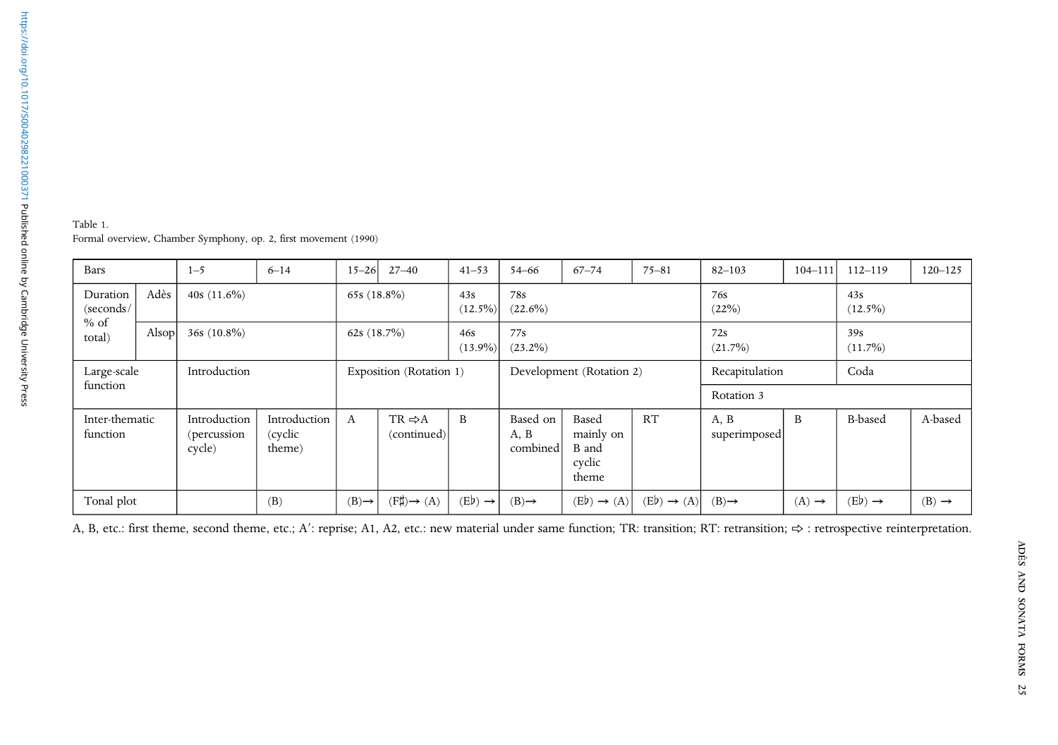Table 1.
Formal overview, Chamber Symphony, op. 2, first movement (1990)

| Bars | | 1–5 | 6–14 | 15–26 | 27–40 | 41–53 | 54–66 | 67–74 | 75–81 | 82–103 | 104–111 | 112–119 | 120–125 |
|---|---|---|---|---|---|---|---|---|---|---|---|---|---|
| Duration (seconds/ % of total) | Adès | 40s (11.6%) | | 65s (18.8%) | | 43s (12.5%) | 78s (22.6%) | | | 76s (22%) | | 43s (12.5%) | |
| | Alsop | 36s (10.8%) | | 62s (18.7%) | | 46s (13.9%) | 77s (23.2%) | | | 72s (21.7%) | | 39s (11.7%) | |
| Large-scale function | | Introduction | | Exposition (Rotation 1) | | | Development (Rotation 2) | | | Recapitulation | | Coda | |
| | | | | | | | | | | Rotation 3 | | | |
| Inter-thematic function | | Introduction (percussion cycle) | Introduction (cyclic theme) | A | TR ⇨A (continued) | B | Based on A, B combined | Based mainly on B and cyclic theme | RT | A, B superimposed | B | B-based | A-based |
| Tonal plot | | | (B) | (B)→ | (F♯)→ (A) | (E♭) → | (B)→ | (E♭) → (A) | (E♭) → (A) | (B)→ | (A) → | (E♭) → | (B) → |

A, B, etc.: first theme, second theme, etc.; A′: reprise; A1, A2, etc.: new material under same function; TR: transition; RT: retransition; ⇨ : retrospective reinterpretation.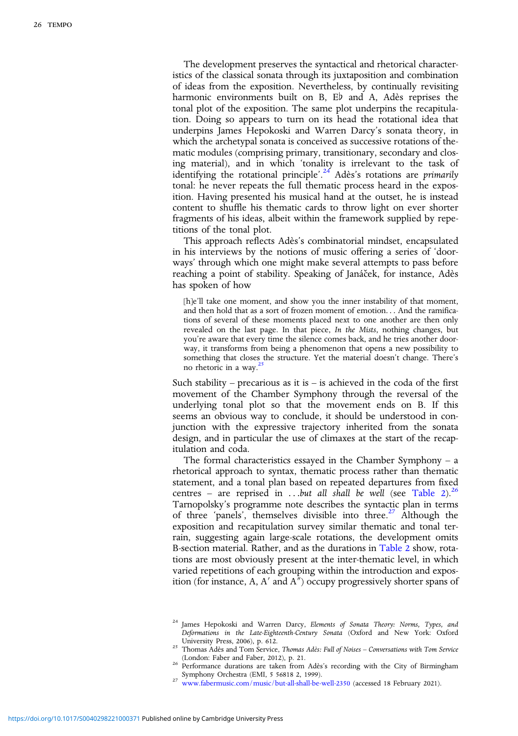The development preserves the syntactical and rhetorical characteristics of the classical sonata through its juxtaposition and combination of ideas from the exposition. Nevertheless, by continually revisiting harmonic environments built on B, E♭ and A, Adès reprises the tonal plot of the exposition. The same plot underpins the recapitulation. Doing so appears to turn on its head the rotational idea that underpins James Hepokoski and Warren Darcy's sonata theory, in which the archetypal sonata is conceived as successive rotations of thematic modules (comprising primary, transitionary, secondary and closing material), and in which 'tonality is irrelevant to the task of identifying the rotational principle'.[24] Adès's rotations are *primarily* tonal: he never repeats the full thematic process heard in the exposition. Having presented his musical hand at the outset, he is instead content to shuffle his thematic cards to throw light on ever shorter fragments of his ideas, albeit within the framework supplied by repetitions of the tonal plot.

This approach reflects Adès's combinatorial mindset, encapsulated in his interviews by the notions of music offering a series of 'doorways' through which one might make several attempts to pass before reaching a point of stability. Speaking of Janáček, for instance, Adès has spoken of how

> [h]e'll take one moment, and show you the inner instability of that moment, and then hold that as a sort of frozen moment of emotion… And the ramifications of several of these moments placed next to one another are then only revealed on the last page. In that piece, *In the Mists*, nothing changes, but you're aware that every time the silence comes back, and he tries another doorway, it transforms from being a phenomenon that opens a new possibility to something that closes the structure. Yet the material doesn't change. There's no rhetoric in a way.[25]

Such stability – precarious as it is – is achieved in the coda of the first movement of the Chamber Symphony through the reversal of the underlying tonal plot so that the movement ends on B. If this seems an obvious way to conclude, it should be understood in conjunction with the expressive trajectory inherited from the sonata design, and in particular the use of climaxes at the start of the recapitulation and coda.

The formal characteristics essayed in the Chamber Symphony – a rhetorical approach to syntax, thematic process rather than thematic statement, and a tonal plan based on repeated departures from fixed centres – are reprised in *…but all shall be well* (see Table 2).[26] Tarnopolsky's programme note describes the syntactic plan in terms of three 'panels', themselves divisible into three.[27] Although the exposition and recapitulation survey similar thematic and tonal terrain, suggesting again large-scale rotations, the development omits B-section material. Rather, and as the durations in Table 2 show, rotations are most obviously present at the inter-thematic level, in which varied repetitions of each grouping within the introduction and exposition (for instance, A, A′ and A″) occupy progressively shorter spans of

---

[24] James Hepokoski and Warren Darcy, *Elements of Sonata Theory: Norms, Types, and Deformations in the Late-Eighteenth-Century Sonata* (Oxford and New York: Oxford University Press, 2006), p. 612.

[25] Thomas Adès and Tom Service, *Thomas Adès: Full of Noises – Conversations with Tom Service* (London: Faber and Faber, 2012), p. 21.

[26] Performance durations are taken from Adès's recording with the City of Birmingham Symphony Orchestra (EMI, 5 56818 2, 1999).

[27] www.fabermusic.com/music/but-all-shall-be-well-2350 (accessed 18 February 2021).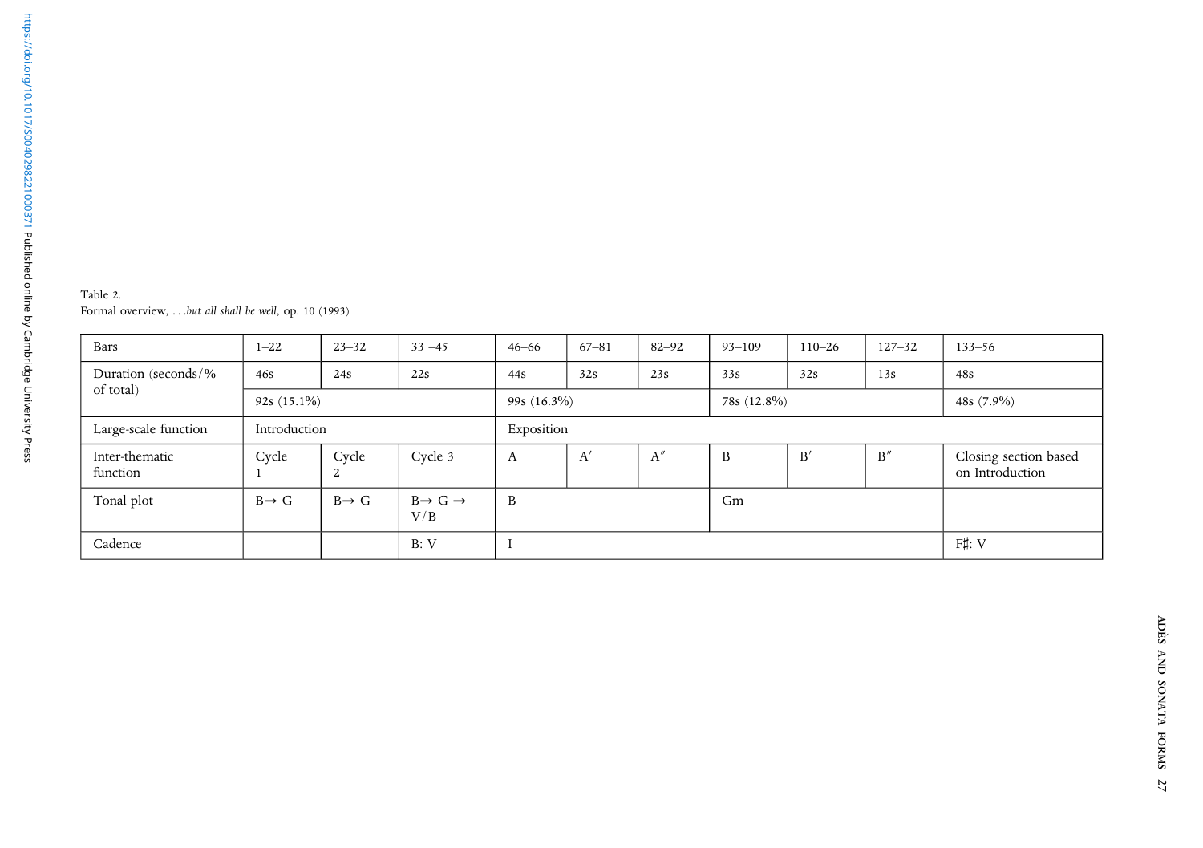Table 2.
Formal overview, *. . .but all shall be well*, op. 10 (1993)

| Bars | 1–22 | 23–32 | 33 –45 | 46–66 | 67–81 | 82–92 | 93–109 | 110–26 | 127–32 | 133–56 |
|---|---|---|---|---|---|---|---|---|---|---|
| Duration (seconds/% of total) | 46s | 24s | 22s | 44s | 32s | 23s | 33s | 32s | 13s | 48s |
| | 92s (15.1%) | | | 99s (16.3%) | | | 78s (12.8%) | | | 48s (7.9%) |
| Large-scale function | Introduction | | | Exposition | | | | | | |
| Inter-thematic function | Cycle 1 | Cycle 2 | Cycle 3 | A | A′ | A″ | B | B′ | B″ | Closing section based on Introduction |
| Tonal plot | B→ G | B→ G | B→ G → V/B | B | | | Gm | | | |
| Cadence | | | B: V | I | | | | | | F♯: V |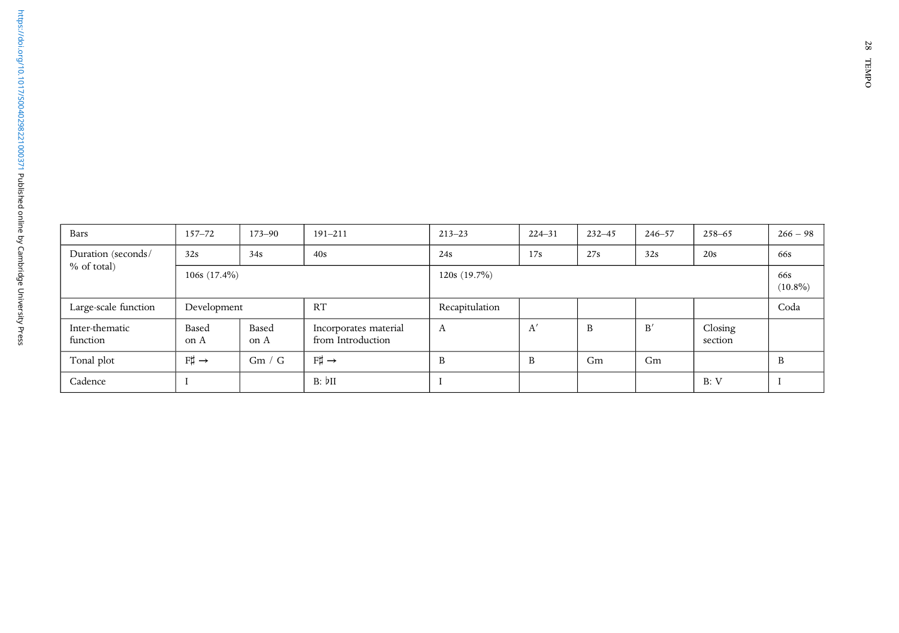| Bars | 157–72 | 173–90 | 191–211 | 213–23 | 224–31 | 232–45 | 246–57 | 258–65 | 266 – 98 |
|---|---|---|---|---|---|---|---|---|---|
| Duration (seconds/ % of total) | 32s | 34s | 40s | 24s | 17s | 27s | 32s | 20s | 66s |
| | 106s (17.4%) | | | 120s (19.7%) | | | | | 66s (10.8%) |
| Large-scale function | Development | | RT | Recapitulation | | | | | Coda |
| Inter-thematic function | Based on A | Based on A | Incorporates material from Introduction | A | A′ | B | B′ | Closing section | |
| Tonal plot | F♯ → | Gm / G | F♯ → | B | B | Gm | Gm | | B |
| Cadence | I | | B: ♭II | I | | | | B: V | I |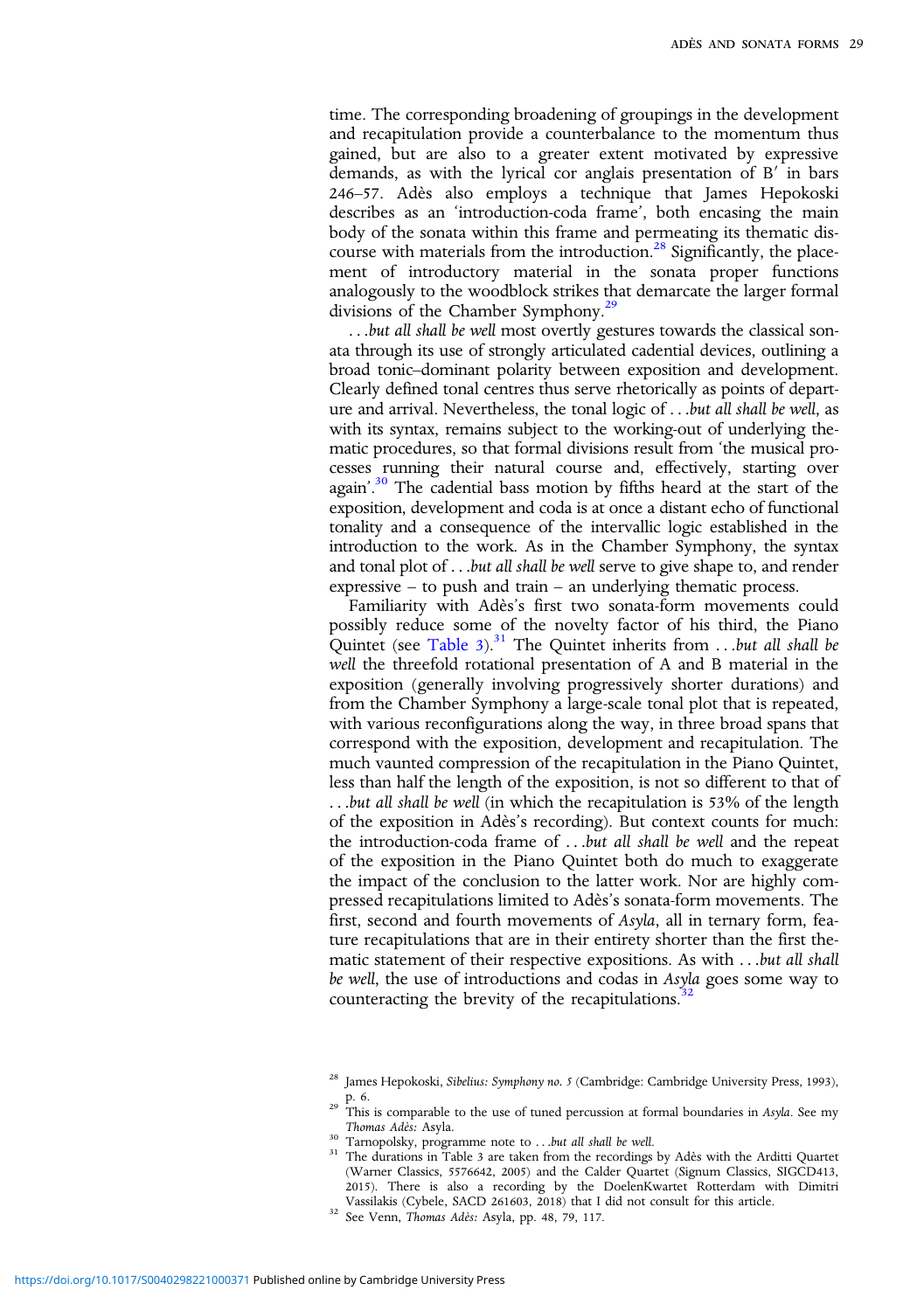time. The corresponding broadening of groupings in the development and recapitulation provide a counterbalance to the momentum thus gained, but are also to a greater extent motivated by expressive demands, as with the lyrical cor anglais presentation of B′ in bars 246–57. Adès also employs a technique that James Hepokoski describes as an 'introduction-coda frame', both encasing the main body of the sonata within this frame and permeating its thematic discourse with materials from the introduction.[28] Significantly, the placement of introductory material in the sonata proper functions analogously to the woodblock strikes that demarcate the larger formal divisions of the Chamber Symphony.[29]

*. . .but all shall be well* most overtly gestures towards the classical sonata through its use of strongly articulated cadential devices, outlining a broad tonic–dominant polarity between exposition and development. Clearly defined tonal centres thus serve rhetorically as points of departure and arrival. Nevertheless, the tonal logic of *. . .but all shall be well*, as with its syntax, remains subject to the working-out of underlying thematic procedures, so that formal divisions result from 'the musical processes running their natural course and, effectively, starting over again'.[30] The cadential bass motion by fifths heard at the start of the exposition, development and coda is at once a distant echo of functional tonality and a consequence of the intervallic logic established in the introduction to the work. As in the Chamber Symphony, the syntax and tonal plot of *. . .but all shall be well* serve to give shape to, and render expressive – to push and train – an underlying thematic process.

Familiarity with Adès's first two sonata-form movements could possibly reduce some of the novelty factor of his third, the Piano Quintet (see Table 3).[31] The Quintet inherits from *. . .but all shall be well* the threefold rotational presentation of A and B material in the exposition (generally involving progressively shorter durations) and from the Chamber Symphony a large-scale tonal plot that is repeated, with various reconfigurations along the way, in three broad spans that correspond with the exposition, development and recapitulation. The much vaunted compression of the recapitulation in the Piano Quintet, less than half the length of the exposition, is not so different to that of *. . .but all shall be well* (in which the recapitulation is 53% of the length of the exposition in Adès's recording). But context counts for much: the introduction-coda frame of *. . .but all shall be well* and the repeat of the exposition in the Piano Quintet both do much to exaggerate the impact of the conclusion to the latter work. Nor are highly compressed recapitulations limited to Adès's sonata-form movements. The first, second and fourth movements of *Asyla*, all in ternary form, feature recapitulations that are in their entirety shorter than the first thematic statement of their respective expositions. As with *. . .but all shall be well*, the use of introductions and codas in *Asyla* goes some way to counteracting the brevity of the recapitulations.[32]

---

[28] James Hepokoski, *Sibelius: Symphony no. 5* (Cambridge: Cambridge University Press, 1993), p. 6.

[29] This is comparable to the use of tuned percussion at formal boundaries in *Asyla*. See my *Thomas Adès:* Asyla.

[30] Tarnopolsky, programme note to *. . .but all shall be well*.

[31] The durations in Table 3 are taken from the recordings by Adès with the Arditti Quartet (Warner Classics, 5576642, 2005) and the Calder Quartet (Signum Classics, SIGCD413, 2015). There is also a recording by the DoelenKwartet Rotterdam with Dimitri Vassilakis (Cybele, SACD 261603, 2018) that I did not consult for this article.

[32] See Venn, *Thomas Adès:* Asyla, pp. 48, 79, 117.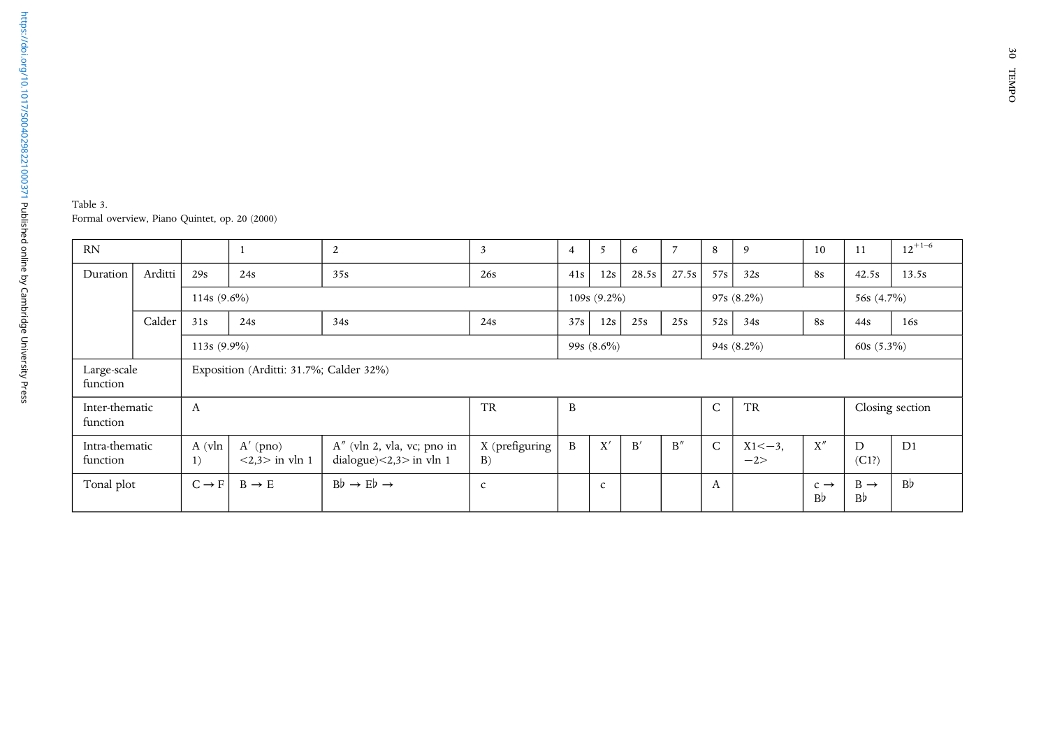Table 3.
Formal overview, Piano Quintet, op. 20 (2000)

| RN | | | 1 | 2 | 3 | 4 | 5 | 6 | 7 | 8 | 9 | 10 | 11 | $12^{+1–6}$ |
|---|---|---|---|---|---|---|---|---|---|---|---|---|---|---|
| Duration | Arditti | 29s | 24s | 35s | 26s | 41s | 12s | 28.5s | 27.5s | 57s | 32s | 8s | 42.5s | 13.5s |
| | | 114s (9.6%) | | | | 109s (9.2%) | | | | 97s (8.2%) | | | 56s (4.7%) | |
| | Calder | 31s | 24s | 34s | 24s | 37s | 12s | 25s | 25s | 52s | 34s | 8s | 44s | 16s |
| | | 113s (9.9%) | | | | 99s (8.6%) | | | | 94s (8.2%) | | | 60s (5.3%) | |
| Large-scale function | | Exposition (Arditti: 31.7%; Calder 32%) | | | | | | | | | | | | |
| Inter-thematic function | | A | | | TR | B | | | | C | TR | | Closing section | |
| Intra-thematic function | | A (vln 1) | A′ (pno) <2,3> in vln 1 | A″ (vln 2, vla, vc; pno in dialogue)<2,3> in vln 1 | X (prefiguring B) | B | X′ | B′ | B″ | C | X1<−3, −2> | X″ | D (C1?) | D1 |
| Tonal plot | | C → F | B → E | B♭ → E♭ → | c | | c | | | A | | c → B♭ | B → B♭ | B♭ |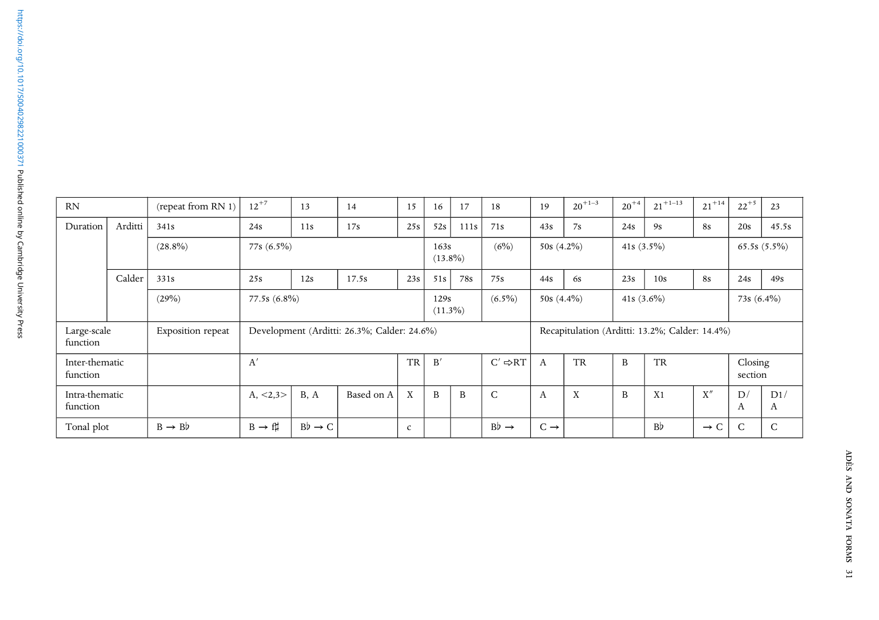| RN | | (repeat from RN 1) | $12^{+7}$ | 13 | 14 | 15 | 16 | 17 | 18 | 19 | $20^{+1-3}$ | $20^{+4}$ | $21^{+1-13}$ | $21^{+14}$ | $22^{+5}$ | 23 |
|---|---|---|---|---|---|---|---|---|---|---|---|---|---|---|---|---|
| Duration | Arditti | 341s | 24s | 11s | 17s | 25s | 52s | 111s | 71s | 43s | 7s | 24s | 9s | 8s | 20s | 45.5s |
| | | (28.8%) | 77s (6.5%) | | | | 163s (13.8%) | | (6%) | 50s (4.2%) | | 41s (3.5%) | | | 65.5s (5.5%) | |
| | Calder | 331s | 25s | 12s | 17.5s | 23s | 51s | 78s | 75s | 44s | 6s | 23s | 10s | 8s | 24s | 49s |
| | | (29%) | 77.5s (6.8%) | | | | 129s (11.3%) | | (6.5%) | 50s (4.4%) | | 41s (3.6%) | | | 73s (6.4%) | |
| Large-scale function | | Exposition repeat | Development (Arditti: 26.3%; Calder: 24.6%) | | | | | | | Recapitulation (Arditti: 13.2%; Calder: 14.4%) | | | | | | |
| Inter-thematic function | | | A′ | | | TR | B′ | | C′ ⇨RT | A | TR | B | TR | | Closing section | |
| Intra-thematic function | | | A, <2,3> | B, A | Based on A | X | B | B | C | A | X | B | X1 | X″ | D/ A | D1/ A |
| Tonal plot | | B → B♭ | B → f♯ | B♭ → C | | c | | | B♭ → | C → | | | B♭ | → C | C | C |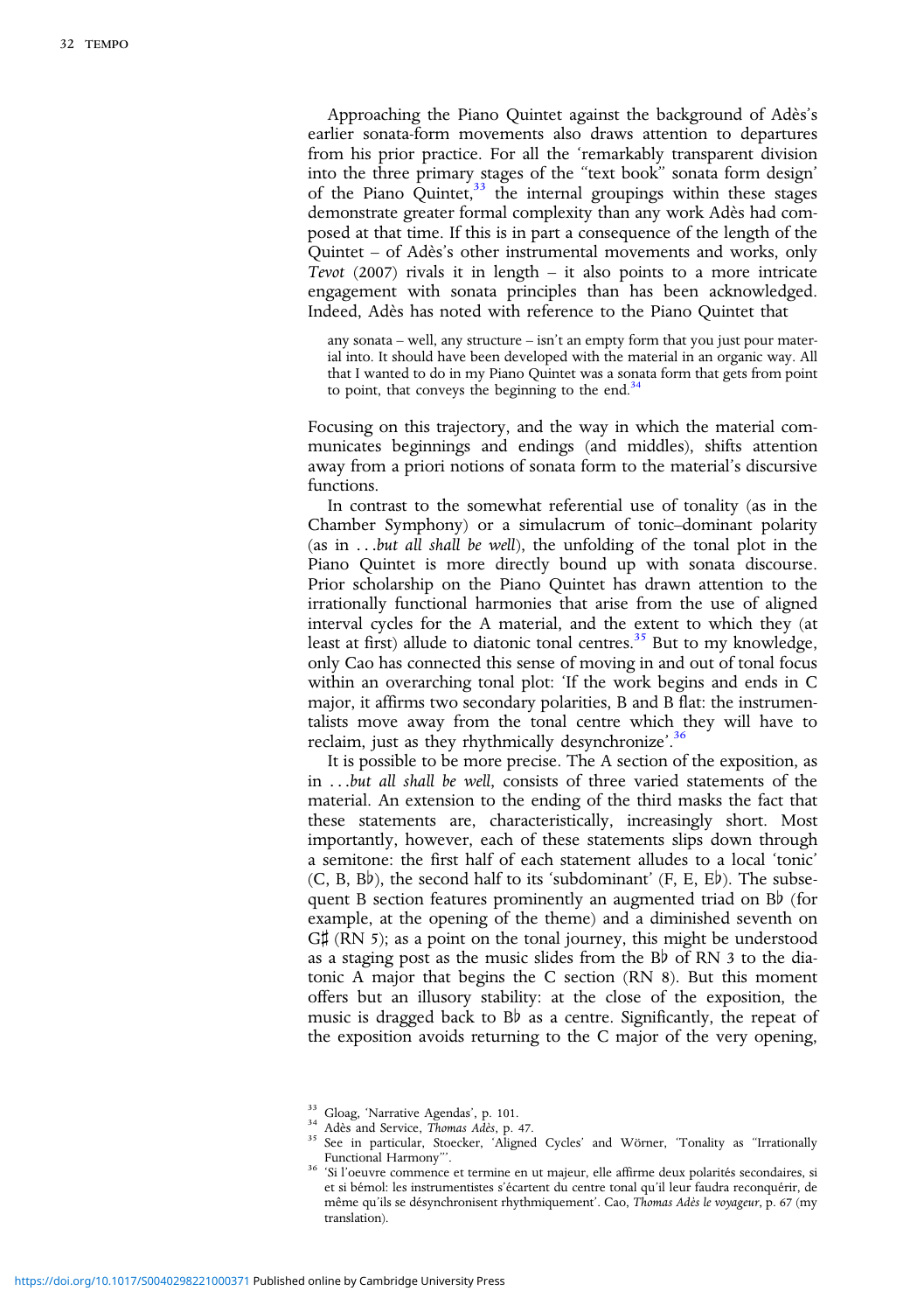Approaching the Piano Quintet against the background of Adès's earlier sonata-form movements also draws attention to departures from his prior practice. For all the 'remarkably transparent division into the three primary stages of the "text book" sonata form design' of the Piano Quintet,[33] the internal groupings within these stages demonstrate greater formal complexity than any work Adès had composed at that time. If this is in part a consequence of the length of the Quintet – of Adès's other instrumental movements and works, only *Tevot* (2007) rivals it in length – it also points to a more intricate engagement with sonata principles than has been acknowledged. Indeed, Adès has noted with reference to the Piano Quintet that

> any sonata – well, any structure – isn't an empty form that you just pour material into. It should have been developed with the material in an organic way. All that I wanted to do in my Piano Quintet was a sonata form that gets from point to point, that conveys the beginning to the end.[34]

Focusing on this trajectory, and the way in which the material communicates beginnings and endings (and middles), shifts attention away from a priori notions of sonata form to the material's discursive functions.

In contrast to the somewhat referential use of tonality (as in the Chamber Symphony) or a simulacrum of tonic–dominant polarity (as in *. . .but all shall be well*), the unfolding of the tonal plot in the Piano Quintet is more directly bound up with sonata discourse. Prior scholarship on the Piano Quintet has drawn attention to the irrationally functional harmonies that arise from the use of aligned interval cycles for the A material, and the extent to which they (at least at first) allude to diatonic tonal centres.[35] But to my knowledge, only Cao has connected this sense of moving in and out of tonal focus within an overarching tonal plot: 'If the work begins and ends in C major, it affirms two secondary polarities, B and B flat: the instrumentalists move away from the tonal centre which they will have to reclaim, just as they rhythmically desynchronize'.[36]

It is possible to be more precise. The A section of the exposition, as in *. . .but all shall be well*, consists of three varied statements of the material. An extension to the ending of the third masks the fact that these statements are, characteristically, increasingly short. Most importantly, however, each of these statements slips down through a semitone: the first half of each statement alludes to a local 'tonic' (C, B, B♭), the second half to its 'subdominant' (F, E, E♭). The subsequent B section features prominently an augmented triad on B♭ (for example, at the opening of the theme) and a diminished seventh on G♯ (RN 5); as a point on the tonal journey, this might be understood as a staging post as the music slides from the B♭ of RN 3 to the diatonic A major that begins the C section (RN 8). But this moment offers but an illusory stability: at the close of the exposition, the music is dragged back to B♭ as a centre. Significantly, the repeat of the exposition avoids returning to the C major of the very opening,

---

[33] Gloag, 'Narrative Agendas', p. 101.

[34] Adès and Service, *Thomas Adès*, p. 47.

[35] See in particular, Stoecker, 'Aligned Cycles' and Wörner, 'Tonality as "Irrationally Functional Harmony"'.

[36] 'Si l'oeuvre commence et termine en ut majeur, elle affirme deux polarités secondaires, si et si bémol: les instrumentistes s'écartent du centre tonal qu'il leur faudra reconquérir, de même qu'ils se désynchronisent rythmiquement'. Cao, *Thomas Adès le voyageur*, p. 67 (my translation).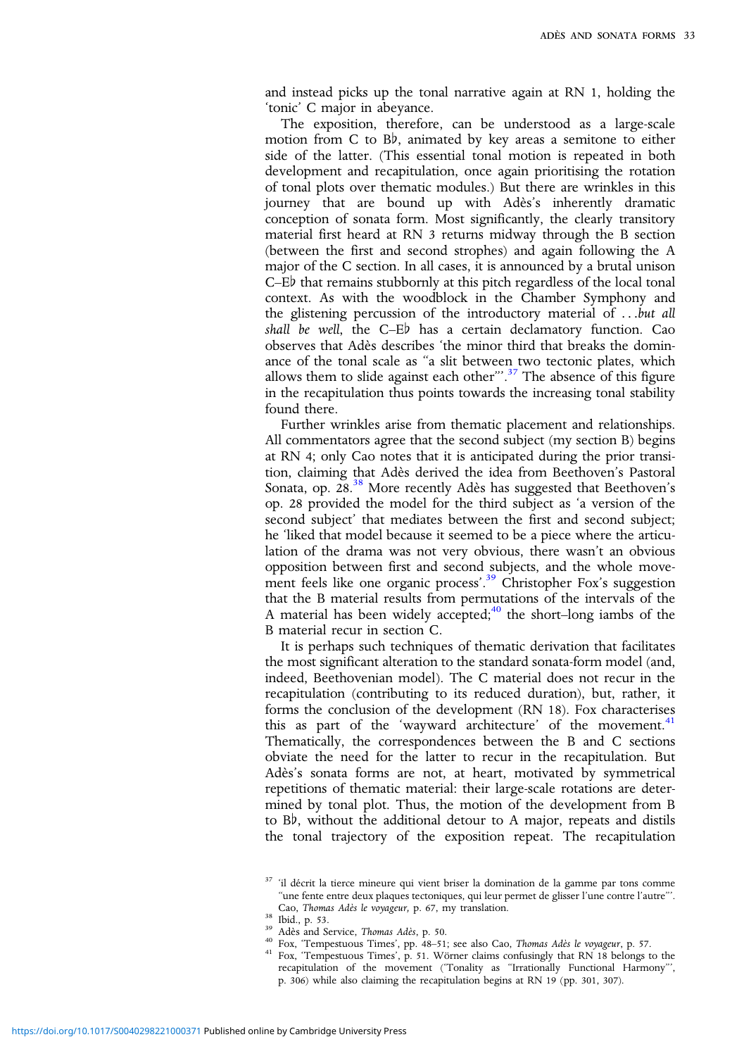and instead picks up the tonal narrative again at RN 1, holding the 'tonic' C major in abeyance.

The exposition, therefore, can be understood as a large-scale motion from C to B♭, animated by key areas a semitone to either side of the latter. (This essential tonal motion is repeated in both development and recapitulation, once again prioritising the rotation of tonal plots over thematic modules.) But there are wrinkles in this journey that are bound up with Adès's inherently dramatic conception of sonata form. Most significantly, the clearly transitory material first heard at RN 3 returns midway through the B section (between the first and second strophes) and again following the A major of the C section. In all cases, it is announced by a brutal unison C–E♭ that remains stubbornly at this pitch regardless of the local tonal context. As with the woodblock in the Chamber Symphony and the glistening percussion of the introductory material of *. . .but all shall be well*, the C–E♭ has a certain declamatory function. Cao observes that Adès describes 'the minor third that breaks the dominance of the tonal scale as "a slit between two tectonic plates, which allows them to slide against each other"'.[37] The absence of this figure in the recapitulation thus points towards the increasing tonal stability found there.

Further wrinkles arise from thematic placement and relationships. All commentators agree that the second subject (my section B) begins at RN 4; only Cao notes that it is anticipated during the prior transition, claiming that Adès derived the idea from Beethoven's Pastoral Sonata, op. 28.[38] More recently Adès has suggested that Beethoven's op. 28 provided the model for the third subject as 'a version of the second subject' that mediates between the first and second subject; he 'liked that model because it seemed to be a piece where the articulation of the drama was not very obvious, there wasn't an obvious opposition between first and second subjects, and the whole movement feels like one organic process'.[39] Christopher Fox's suggestion that the B material results from permutations of the intervals of the A material has been widely accepted;[40] the short–long iambs of the B material recur in section C.

It is perhaps such techniques of thematic derivation that facilitates the most significant alteration to the standard sonata-form model (and, indeed, Beethovenian model). The C material does not recur in the recapitulation (contributing to its reduced duration), but, rather, it forms the conclusion of the development (RN 18). Fox characterises this as part of the 'wayward architecture' of the movement.[41] Thematically, the correspondences between the B and C sections obviate the need for the latter to recur in the recapitulation. But Adès's sonata forms are not, at heart, motivated by symmetrical repetitions of thematic material: their large-scale rotations are determined by tonal plot. Thus, the motion of the development from B to B♭, without the additional detour to A major, repeats and distils the tonal trajectory of the exposition repeat. The recapitulation

[37] 'il décrit la tierce mineure qui vient briser la domination de la gamme par tons comme "une fente entre deux plaques tectoniques, qui leur permet de glisser l'une contre l'autre"'. Cao, *Thomas Adès le voyageur*, p. 67, my translation.

[38] Ibid., p. 53.

[39] Adès and Service, *Thomas Adès*, p. 50.

[40] Fox, 'Tempestuous Times', pp. 48–51; see also Cao, *Thomas Adès le voyageur*, p. 57.

[41] Fox, 'Tempestuous Times', p. 51. Wörner claims confusingly that RN 18 belongs to the recapitulation of the movement ('Tonality as "Irrationally Functional Harmony"', p. 306) while also claiming the recapitulation begins at RN 19 (pp. 301, 307).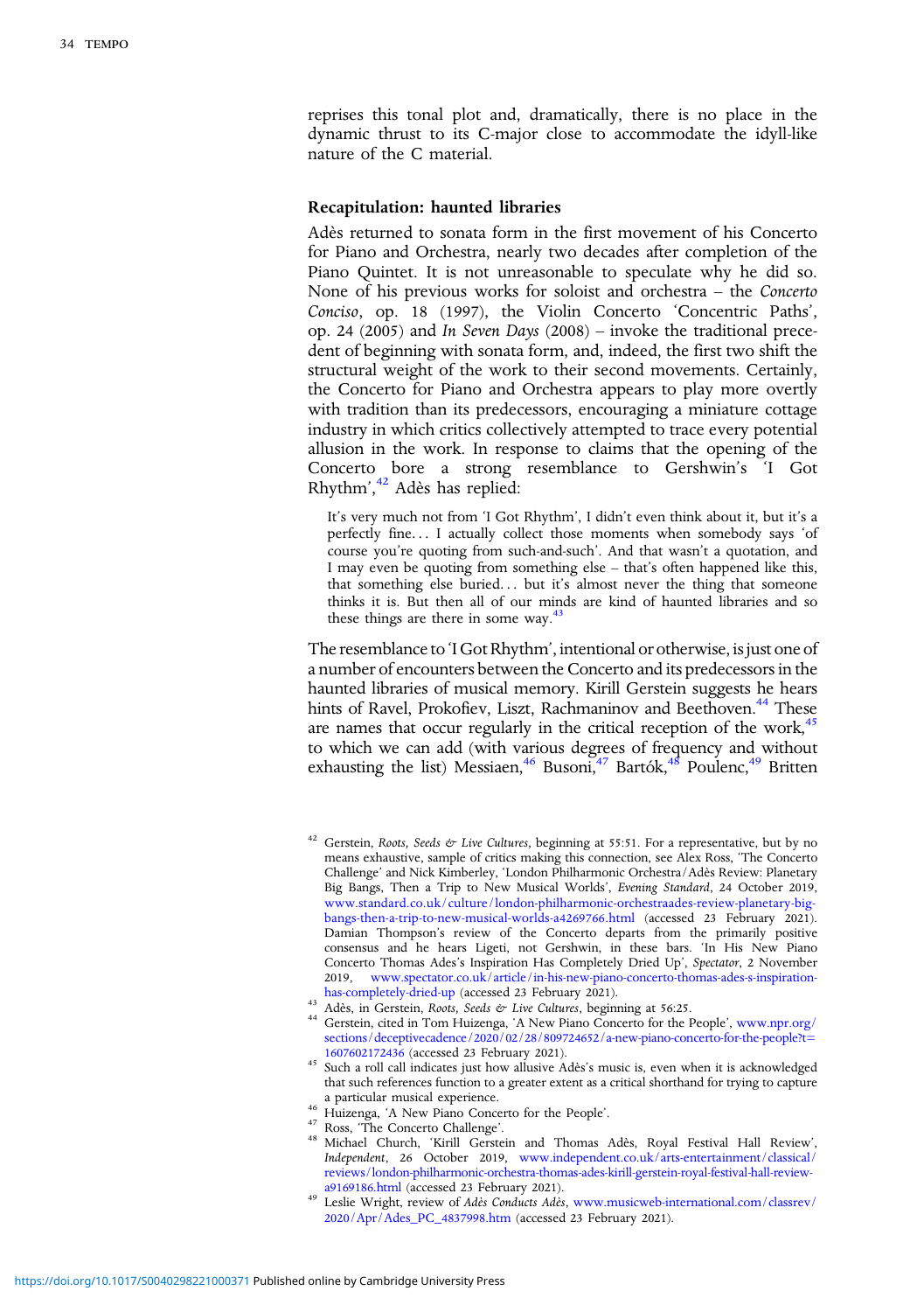reprises this tonal plot and, dramatically, there is no place in the dynamic thrust to its C-major close to accommodate the idyll-like nature of the C material.

## Recapitulation: haunted libraries

Adès returned to sonata form in the first movement of his Concerto for Piano and Orchestra, nearly two decades after completion of the Piano Quintet. It is not unreasonable to speculate why he did so. None of his previous works for soloist and orchestra – the *Concerto Conciso*, op. 18 (1997), the Violin Concerto 'Concentric Paths', op. 24 (2005) and *In Seven Days* (2008) – invoke the traditional precedent of beginning with sonata form, and, indeed, the first two shift the structural weight of the work to their second movements. Certainly, the Concerto for Piano and Orchestra appears to play more overtly with tradition than its predecessors, encouraging a miniature cottage industry in which critics collectively attempted to trace every potential allusion in the work. In response to claims that the opening of the Concerto bore a strong resemblance to Gershwin's 'I Got Rhythm',[42] Adès has replied:

> It's very much not from 'I Got Rhythm', I didn't even think about it, but it's a perfectly fine… I actually collect those moments when somebody says 'of course you're quoting from such-and-such'. And that wasn't a quotation, and I may even be quoting from something else – that's often happened like this, that something else buried… but it's almost never the thing that someone thinks it is. But then all of our minds are kind of haunted libraries and so these things are there in some way.[43]

The resemblance to 'I Got Rhythm', intentional or otherwise, is just one of a number of encounters between the Concerto and its predecessors in the haunted libraries of musical memory. Kirill Gerstein suggests he hears hints of Ravel, Prokofiev, Liszt, Rachmaninov and Beethoven.[44] These are names that occur regularly in the critical reception of the work,[45] to which we can add (with various degrees of frequency and without exhausting the list) Messiaen,[46] Busoni,[47] Bartók,[48] Poulenc,[49] Britten

---

[42] Gerstein, *Roots, Seeds & Live Cultures*, beginning at 55:51. For a representative, but by no means exhaustive, sample of critics making this connection, see Alex Ross, 'The Concerto Challenge' and Nick Kimberley, 'London Philharmonic Orchestra/Adès Review: Planetary Big Bangs, Then a Trip to New Musical Worlds', *Evening Standard*, 24 October 2019, www.standard.co.uk/culture/london-philharmonic-orchestraades-review-planetary-big-bangs-then-a-trip-to-new-musical-worlds-a4269766.html (accessed 23 February 2021). Damian Thompson's review of the Concerto departs from the primarily positive consensus and he hears Ligeti, not Gershwin, in these bars. 'In His New Piano Concerto Thomas Ades's Inspiration Has Completely Dried Up', *Spectator*, 2 November 2019, www.spectator.co.uk/article/in-his-new-piano-concerto-thomas-ades-s-inspiration-has-completely-dried-up (accessed 23 February 2021).

[43] Adès, in Gerstein, *Roots, Seeds & Live Cultures*, beginning at 56:25.

[44] Gerstein, cited in Tom Huizenga, 'A New Piano Concerto for the People', www.npr.org/sections/deceptivecadence/2020/02/28/809724652/a-new-piano-concerto-for-the-people?t=1607602172436 (accessed 23 February 2021).

[45] Such a roll call indicates just how allusive Adès's music is, even when it is acknowledged that such references function to a greater extent as a critical shorthand for trying to capture a particular musical experience.

[46] Huizenga, 'A New Piano Concerto for the People'.

[47] Ross, 'The Concerto Challenge'.

[48] Michael Church, 'Kirill Gerstein and Thomas Adès, Royal Festival Hall Review', *Independent*, 26 October 2019, www.independent.co.uk/arts-entertainment/classical/reviews/london-philharmonic-orchestra-thomas-ades-kirill-gerstein-royal-festival-hall-review-a9169186.html (accessed 23 February 2021).

[49] Leslie Wright, review of *Adès Conducts Adès*, www.musicweb-international.com/classrev/2020/Apr/Ades_PC_4837998.htm (accessed 23 February 2021).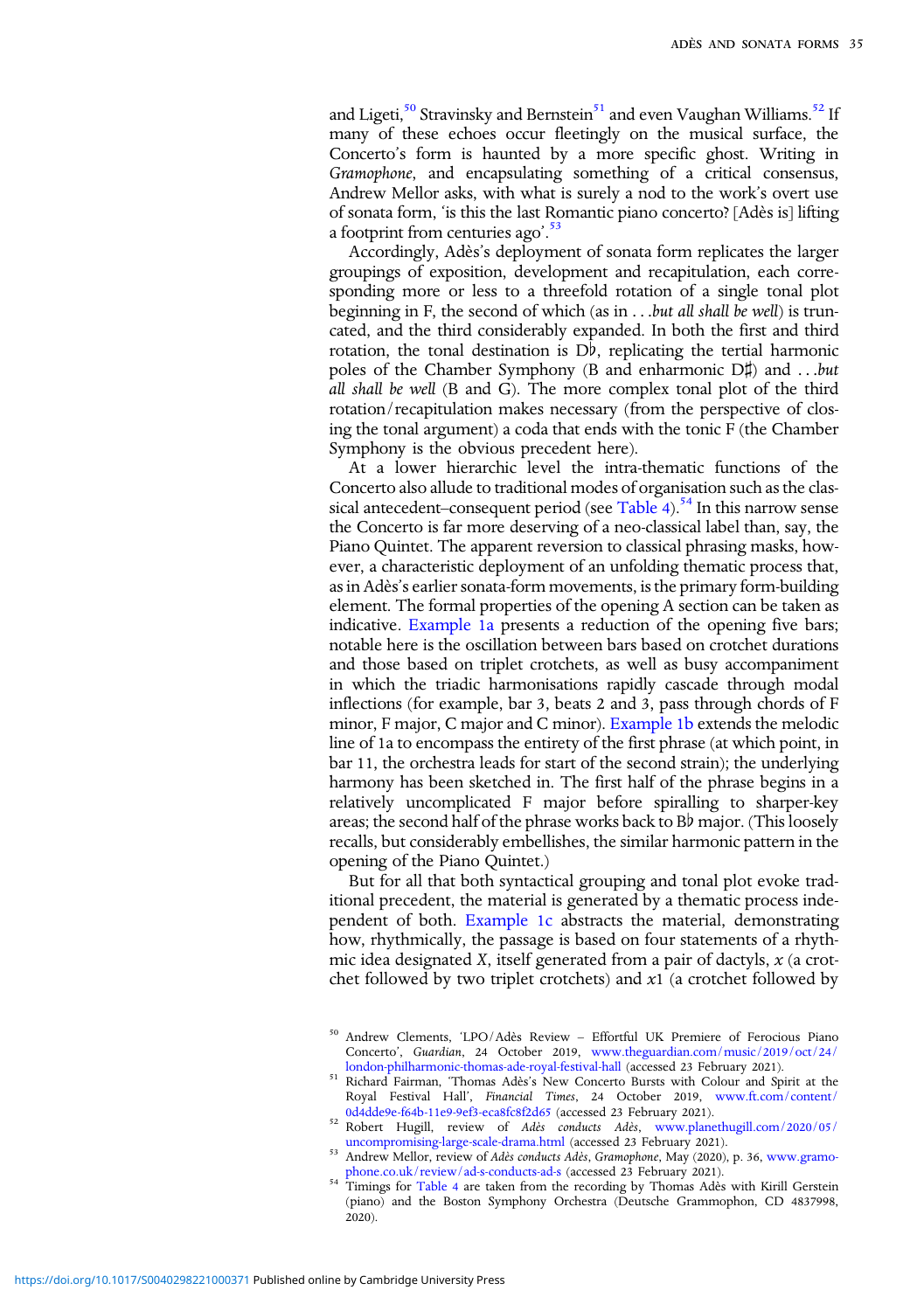and Ligeti,[50] Stravinsky and Bernstein[51] and even Vaughan Williams.[52] If many of these echoes occur fleetingly on the musical surface, the Concerto's form is haunted by a more specific ghost. Writing in *Gramophone*, and encapsulating something of a critical consensus, Andrew Mellor asks, with what is surely a nod to the work's overt use of sonata form, 'is this the last Romantic piano concerto? [Adès is] lifting a footprint from centuries ago'.[53]

Accordingly, Adès's deployment of sonata form replicates the larger groupings of exposition, development and recapitulation, each corresponding more or less to a threefold rotation of a single tonal plot beginning in F, the second of which (as in *. . .but all shall be well*) is truncated, and the third considerably expanded. In both the first and third rotation, the tonal destination is D♭, replicating the tertial harmonic poles of the Chamber Symphony (B and enharmonic D♯) and *. . .but all shall be well* (B and G). The more complex tonal plot of the third rotation/recapitulation makes necessary (from the perspective of closing the tonal argument) a coda that ends with the tonic F (the Chamber Symphony is the obvious precedent here).

At a lower hierarchic level the intra-thematic functions of the Concerto also allude to traditional modes of organisation such as the classical antecedent–consequent period (see Table 4).[54] In this narrow sense the Concerto is far more deserving of a neo-classical label than, say, the Piano Quintet. The apparent reversion to classical phrasing masks, however, a characteristic deployment of an unfolding thematic process that, as in Adès's earlier sonata-form movements, is the primary form-building element. The formal properties of the opening A section can be taken as indicative. Example 1a presents a reduction of the opening five bars; notable here is the oscillation between bars based on crotchet durations and those based on triplet crotchets, as well as busy accompaniment in which the triadic harmonisations rapidly cascade through modal inflections (for example, bar 3, beats 2 and 3, pass through chords of F minor, F major, C major and C minor). Example 1b extends the melodic line of 1a to encompass the entirety of the first phrase (at which point, in bar 11, the orchestra leads for start of the second strain); the underlying harmony has been sketched in. The first half of the phrase begins in a relatively uncomplicated F major before spiralling to sharper-key areas; the second half of the phrase works back to B♭ major. (This loosely recalls, but considerably embellishes, the similar harmonic pattern in the opening of the Piano Quintet.)

But for all that both syntactical grouping and tonal plot evoke traditional precedent, the material is generated by a thematic process independent of both. Example 1c abstracts the material, demonstrating how, rhythmically, the passage is based on four statements of a rhythmic idea designated *X*, itself generated from a pair of dactyls, *x* (a crotchet followed by two triplet crotchets) and *x*1 (a crotchet followed by

---

[50] Andrew Clements, 'LPO/Adès Review – Effortful UK Premiere of Ferocious Piano Concerto', *Guardian*, 24 October 2019, www.theguardian.com/music/2019/oct/24/london-philharmonic-thomas-ade-royal-festival-hall (accessed 23 February 2021).

[51] Richard Fairman, 'Thomas Adès's New Concerto Bursts with Colour and Spirit at the Royal Festival Hall', *Financial Times*, 24 October 2019, www.ft.com/content/0d4dde9e-f64b-11e9-9ef3-eca8fc8f2d65 (accessed 23 February 2021).

[52] Robert Hugill, review of *Adès conducts Adès*, www.planethugill.com/2020/05/uncompromising-large-scale-drama.html (accessed 23 February 2021).

[53] Andrew Mellor, review of *Adès conducts Adès*, *Gramophone*, May (2020), p. 36, www.gramophone.co.uk/review/ad-s-conducts-ad-s (accessed 23 February 2021).

[54] Timings for Table 4 are taken from the recording by Thomas Adès with Kirill Gerstein (piano) and the Boston Symphony Orchestra (Deutsche Grammophon, CD 4837998, 2020).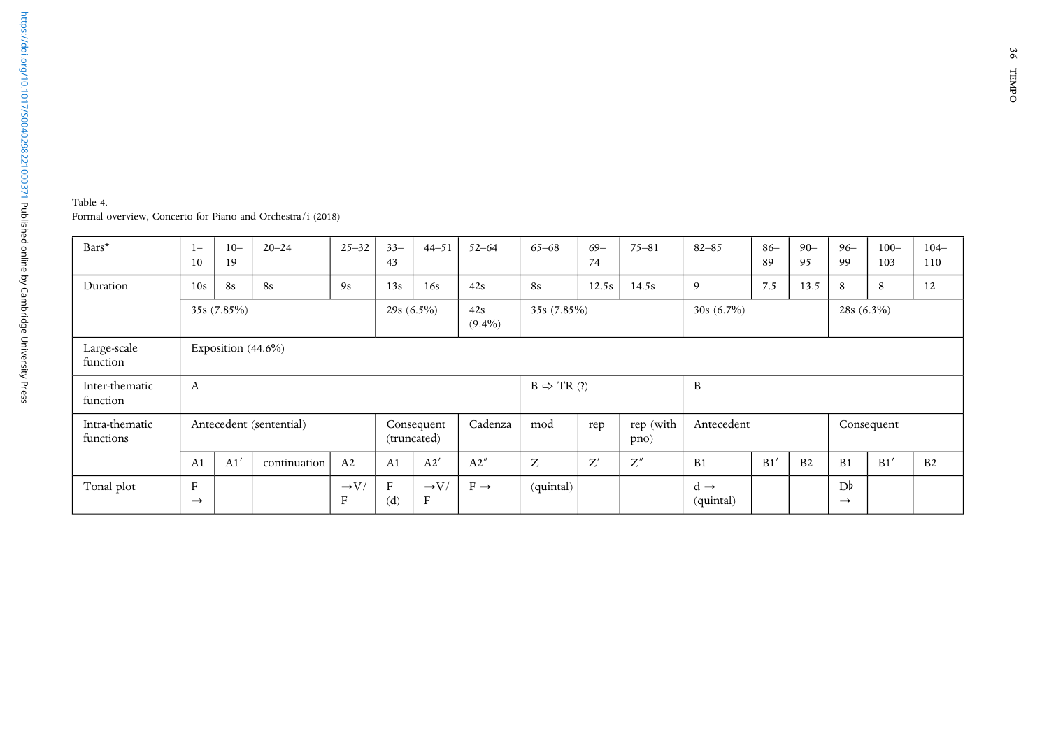Table 4.
Formal overview, Concerto for Piano and Orchestra/i (2018)

| Bars* | 1–10 | 10–19 | 20–24 | 25–32 | 33–43 | 44–51 | 52–64 | 65–68 | 69–74 | 75–81 | 82–85 | 86–89 | 90–95 | 96–99 | 100–103 | 104–110 |
|---|---|---|---|---|---|---|---|---|---|---|---|---|---|---|---|---|
| Duration | 10s | 8s | 8s | 9s | 13s | 16s | 42s | 8s | 12.5s | 14.5s | 9 | 7.5 | 13.5 | 8 | 8 | 12 |
| | 35s (7.85%) | | | | 29s (6.5%) | | 42s (9.4%) | 35s (7.85%) | | | 30s (6.7%) | | | 28s (6.3%) | | |
| Large-scale function | Exposition (44.6%) | | | | | | | | | | | | | | | |
| Inter-thematic function | A | | | | | | | B ⇨ TR (?) | | | B | | | | | |
| Intra-thematic functions | Antecedent (sentential) | | | | Consequent (truncated) | | Cadenza | mod | rep | rep (with pno) | Antecedent | | | Consequent | | |
| | A1 | A1′ | continuation | A2 | A1 | A2′ | A2″ | Z | Z′ | Z″ | B1 | B1′ | B2 | B1 | B1′ | B2 |
| Tonal plot | F → | | | →V/F | F (d) | →V/F | F → | (quintal) | | | d → (quintal) | | | D♭ → | | |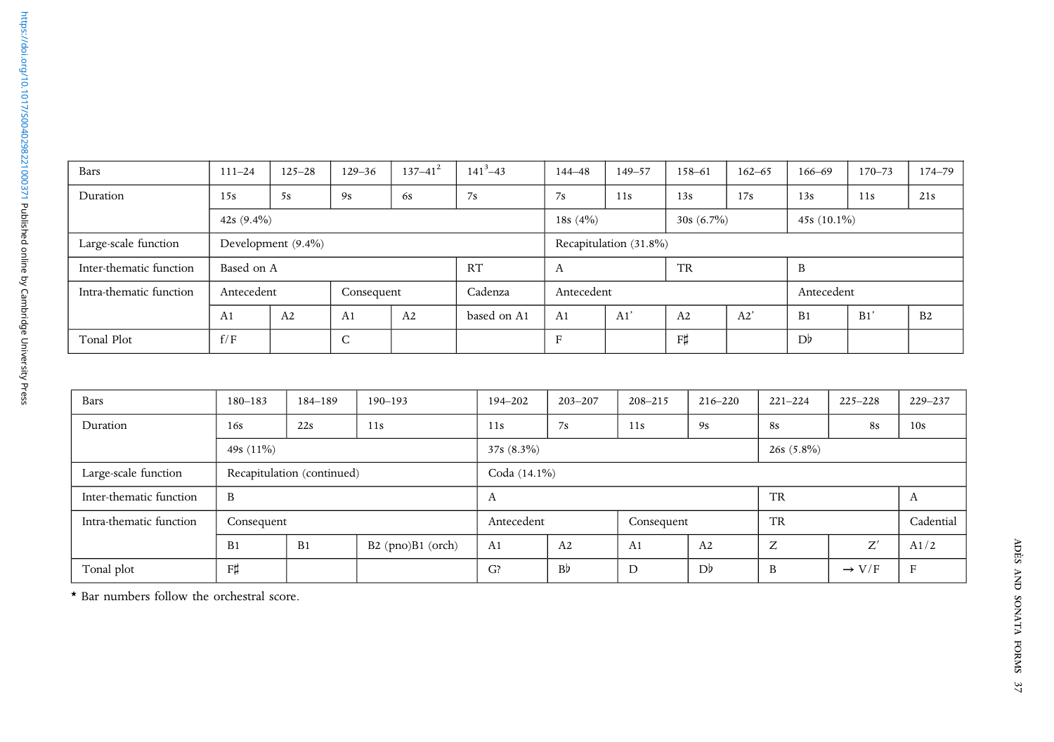| Bars | 111–24 | 125–28 | 129–36 | 137–41[2] | 141[3]–43 | 144–48 | 149–57 | 158–61 | 162–65 | 166–69 | 170–73 | 174–79 |
|---|---|---|---|---|---|---|---|---|---|---|---|---|
| Duration | 15s | 5s | 9s | 6s | 7s | 7s | 11s | 13s | 17s | 13s | 11s | 21s |
| | 42s (9.4%) | | | | | 18s (4%) | | 30s (6.7%) | | 45s (10.1%) | | |
| Large-scale function | Development (9.4%) | | | | | Recapitulation (31.8%) | | | | | | |
| Inter-thematic function | Based on A | | | | RT | A | | TR | | B | | |
| Intra-thematic function | Antecedent | | Consequent | | Cadenza | Antecedent | | | | Antecedent | | |
| | A1 | A2 | A1 | A2 | based on A1 | A1 | A1' | A2 | A2' | B1 | B1' | B2 |
| Tonal Plot | f/F | | C | | | F | | F♯ | | D♭ | | |

| Bars | 180–183 | 184–189 | 190–193 | 194–202 | 203–207 | 208–215 | 216–220 | 221–224 | 225–228 | 229–237 |
|---|---|---|---|---|---|---|---|---|---|---|
| Duration | 16s | 22s | 11s | 11s | 7s | 11s | 9s | 8s | 8s | 10s |
| | 49s (11%) | | | 37s (8.3%) | | | | 26s (5.8%) | | |
| Large-scale function | Recapitulation (continued) | | | Coda (14.1%) | | | | | | |
| Inter-thematic function | B | | | A | | | | TR | | A |
| Intra-thematic function | Consequent | | | Antecedent | | Consequent | | TR | | Cadential |
| | B1 | B1 | B2 (pno)B1 (orch) | A1 | A2 | A1 | A2 | Z | Z′ | A1/2 |
| Tonal plot | F♯ | | | G? | B♭ | D | D♭ | B | → V/F | F |

* Bar numbers follow the orchestral score.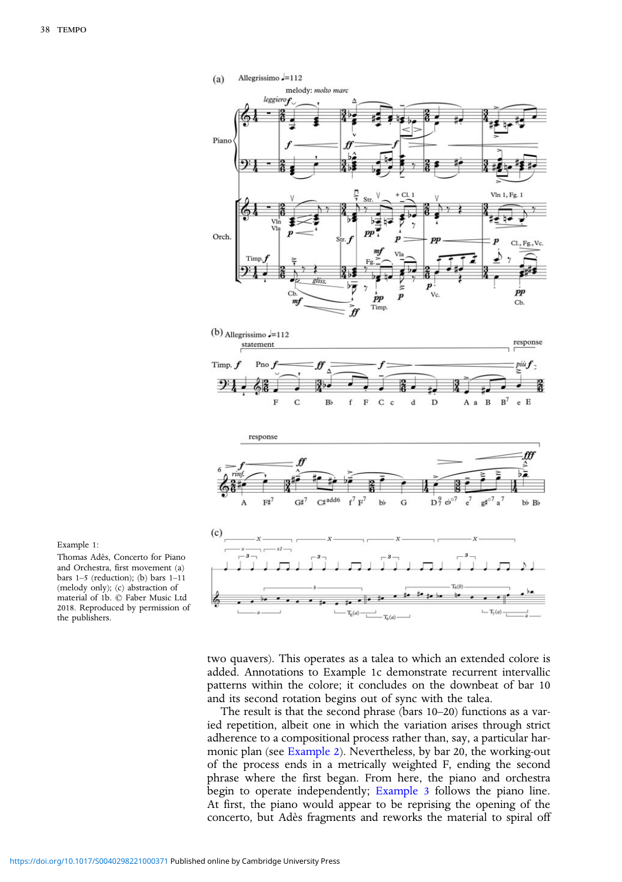Example 1:

Thomas Adès, Concerto for Piano and Orchestra, first movement (a) bars 1–5 (reduction); (b) bars 1–11 (melody only); (c) abstraction of material of 1b. © Faber Music Ltd 2018. Reproduced by permission of the publishers.

two quavers). This operates as a talea to which an extended colore is added. Annotations to Example 1c demonstrate recurrent intervallic patterns within the colore; it concludes on the downbeat of bar 10 and its second rotation begins out of sync with the talea.

The result is that the second phrase (bars 10–20) functions as a varied repetition, albeit one in which the variation arises through strict adherence to a compositional process rather than, say, a particular harmonic plan (see Example 2). Nevertheless, by bar 20, the working-out of the process ends in a metrically weighted F, ending the second phrase where the first began. From here, the piano and orchestra begin to operate independently; Example 3 follows the piano line. At first, the piano would appear to be reprising the opening of the concerto, but Adès fragments and reworks the material to spiral off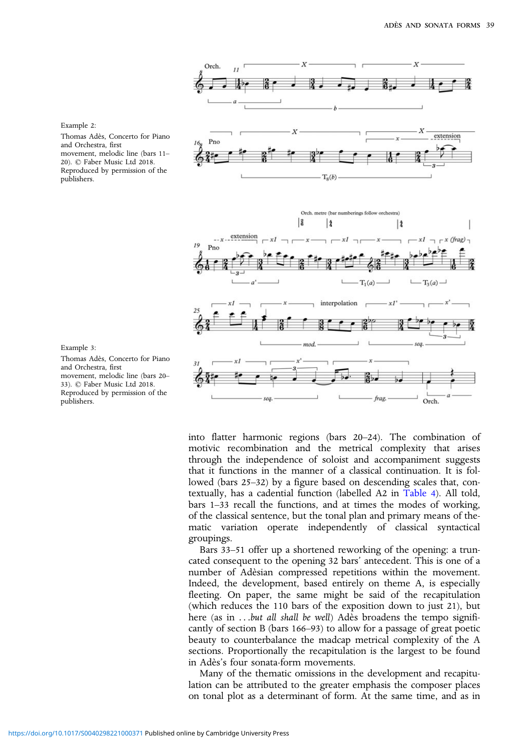Example 2:

Thomas Adès, Concerto for Piano and Orchestra, first movement, melodic line (bars 11–20). © Faber Music Ltd 2018. Reproduced by permission of the publishers.

Example 3:

Thomas Adès, Concerto for Piano and Orchestra, first movement, melodic line (bars 20–33). © Faber Music Ltd 2018. Reproduced by permission of the publishers.

into flatter harmonic regions (bars 20–24). The combination of motivic recombination and the metrical complexity that arises through the independence of soloist and accompaniment suggests that it functions in the manner of a classical continuation. It is followed (bars 25–32) by a figure based on descending scales that, contextually, has a cadential function (labelled A2 in Table 4). All told, bars 1–33 recall the functions, and at times the modes of working, of the classical sentence, but the tonal plan and primary means of thematic variation operate independently of classical syntactical groupings.

Bars 33–51 offer up a shortened reworking of the opening: a truncated consequent to the opening 32 bars' antecedent. This is one of a number of Adèsian compressed repetitions within the movement. Indeed, the development, based entirely on theme A, is especially fleeting. On paper, the same might be said of the recapitulation (which reduces the 110 bars of the exposition down to just 21), but here (as in *. . .but all shall be well*) Adès broadens the tempo significantly of section B (bars 166–93) to allow for a passage of great poetic beauty to counterbalance the madcap metrical complexity of the A sections. Proportionally the recapitulation is the largest to be found in Adès's four sonata-form movements.

Many of the thematic omissions in the development and recapitulation can be attributed to the greater emphasis the composer places on tonal plot as a determinant of form. At the same time, and as in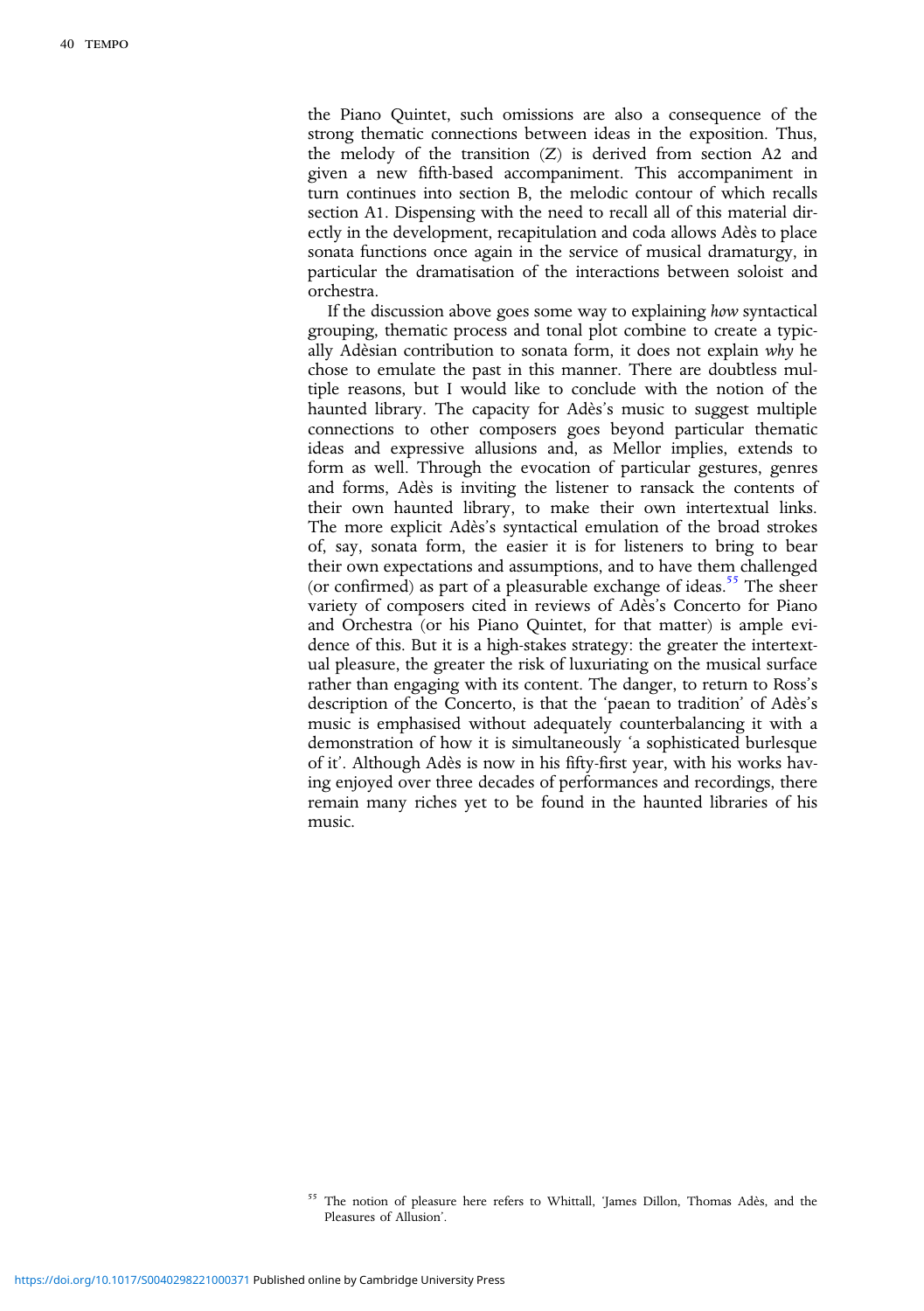the Piano Quintet, such omissions are also a consequence of the strong thematic connections between ideas in the exposition. Thus, the melody of the transition (Z) is derived from section A2 and given a new fifth-based accompaniment. This accompaniment in turn continues into section B, the melodic contour of which recalls section A1. Dispensing with the need to recall all of this material directly in the development, recapitulation and coda allows Adès to place sonata functions once again in the service of musical dramaturgy, in particular the dramatisation of the interactions between soloist and orchestra.

If the discussion above goes some way to explaining *how* syntactical grouping, thematic process and tonal plot combine to create a typically Adèsian contribution to sonata form, it does not explain *why* he chose to emulate the past in this manner. There are doubtless multiple reasons, but I would like to conclude with the notion of the haunted library. The capacity for Adès's music to suggest multiple connections to other composers goes beyond particular thematic ideas and expressive allusions and, as Mellor implies, extends to form as well. Through the evocation of particular gestures, genres and forms, Adès is inviting the listener to ransack the contents of their own haunted library, to make their own intertextual links. The more explicit Adès's syntactical emulation of the broad strokes of, say, sonata form, the easier it is for listeners to bring to bear their own expectations and assumptions, and to have them challenged (or confirmed) as part of a pleasurable exchange of ideas.[55] The sheer variety of composers cited in reviews of Adès's Concerto for Piano and Orchestra (or his Piano Quintet, for that matter) is ample evidence of this. But it is a high-stakes strategy: the greater the intertextual pleasure, the greater the risk of luxuriating on the musical surface rather than engaging with its content. The danger, to return to Ross's description of the Concerto, is that the 'paean to tradition' of Adès's music is emphasised without adequately counterbalancing it with a demonstration of how it is simultaneously 'a sophisticated burlesque of it'. Although Adès is now in his fifty-first year, with his works having enjoyed over three decades of performances and recordings, there remain many riches yet to be found in the haunted libraries of his music.

[55] The notion of pleasure here refers to Whittall, 'James Dillon, Thomas Adès, and the Pleasures of Allusion'.